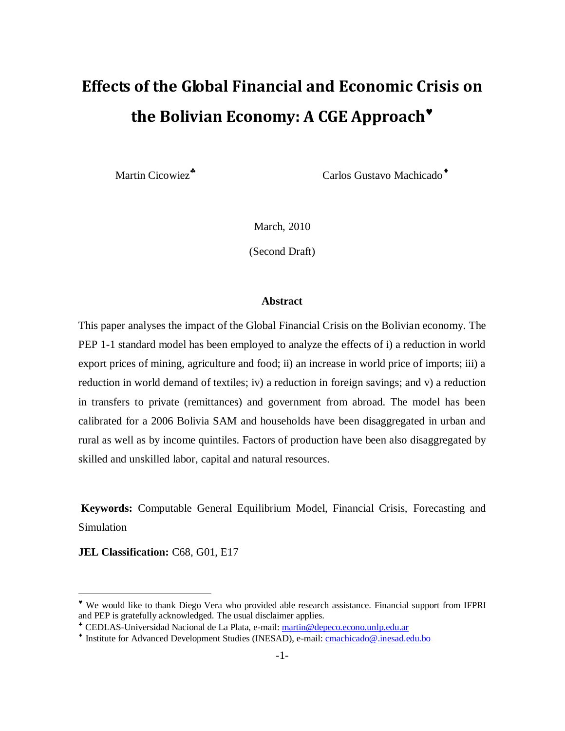# Effects of the Global Financial and Economic Crisis on the Bolivian Economy: A CGE Approach[♥]

Martin Cicowiez[♣]

Carlos Gustavo Machicado[♦]

March, 2010

(Second Draft)

### Abstract

This paper analyses the impact of the Global Financial Crisis on the Bolivian economy. The PEP 1-1 standard model has been employed to analyze the effects of i) a reduction in world export prices of mining, agriculture and food; ii) an increase in world price of imports; iii) a reduction in world demand of textiles; iv) a reduction in foreign savings; and v) a reduction in transfers to private (remittances) and government from abroad. The model has been calibrated for a 2006 Bolivia SAM and households have been disaggregated in urban and rural as well as by income quintiles. Factors of production have been also disaggregated by skilled and unskilled labor, capital and natural resources.

**Keywords:** Computable General Equilibrium Model, Financial Crisis, Forecasting and Simulation

**JEL Classification:** C68, G01, E17

---

[♥] We would like to thank Diego Vera who provided able research assistance. Financial support from IFPRI and PEP is gratefully acknowledged. The usual disclaimer applies.

[♣] CEDLAS-Universidad Nacional de La Plata, e-mail: martin@depeco.econo.unlp.edu.ar

[♦] Institute for Advanced Development Studies (INESAD), e-mail: cmachicado@.inesad.edu.bo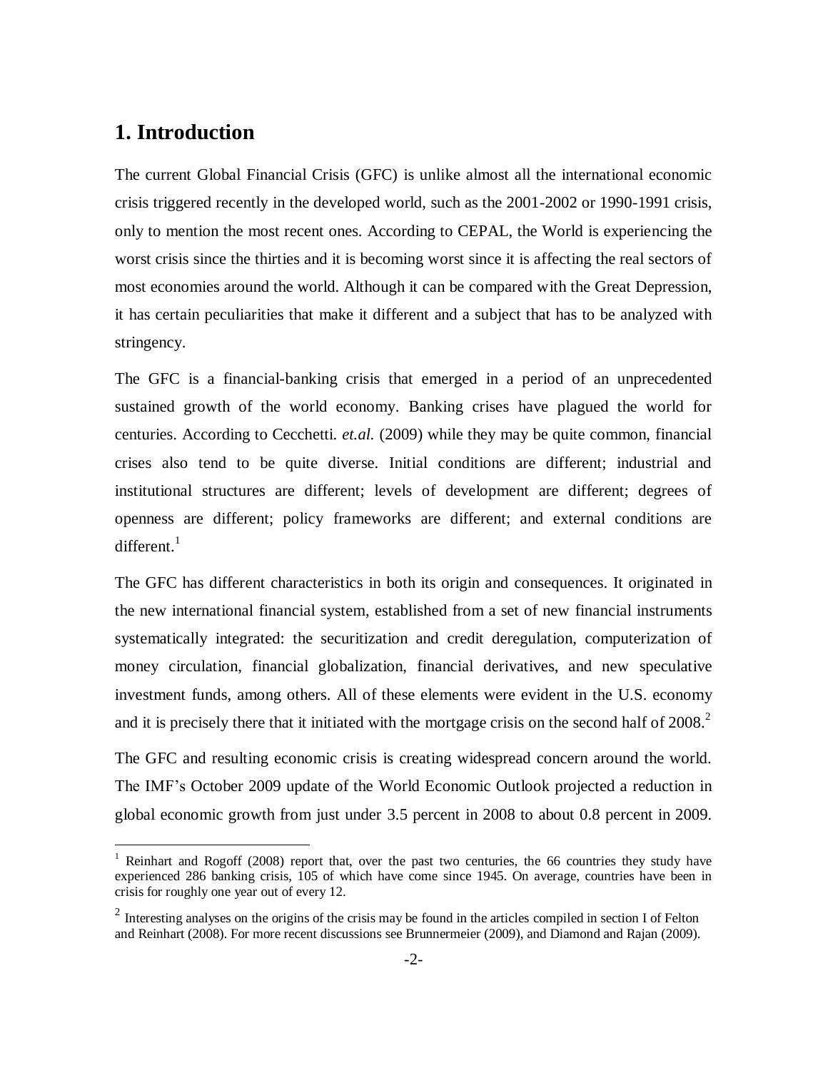# 1. Introduction

The current Global Financial Crisis (GFC) is unlike almost all the international economic crisis triggered recently in the developed world, such as the 2001-2002 or 1990-1991 crisis, only to mention the most recent ones. According to CEPAL, the World is experiencing the worst crisis since the thirties and it is becoming worst since it is affecting the real sectors of most economies around the world. Although it can be compared with the Great Depression, it has certain peculiarities that make it different and a subject that has to be analyzed with stringency.

The GFC is a financial-banking crisis that emerged in a period of an unprecedented sustained growth of the world economy. Banking crises have plagued the world for centuries. According to Cecchetti. *et.al.* (2009) while they may be quite common, financial crises also tend to be quite diverse. Initial conditions are different; industrial and institutional structures are different; levels of development are different; degrees of openness are different; policy frameworks are different; and external conditions are different.[1]

The GFC has different characteristics in both its origin and consequences. It originated in the new international financial system, established from a set of new financial instruments systematically integrated: the securitization and credit deregulation, computerization of money circulation, financial globalization, financial derivatives, and new speculative investment funds, among others. All of these elements were evident in the U.S. economy and it is precisely there that it initiated with the mortgage crisis on the second half of 2008.[2]

The GFC and resulting economic crisis is creating widespread concern around the world. The IMF's October 2009 update of the World Economic Outlook projected a reduction in global economic growth from just under 3.5 percent in 2008 to about 0.8 percent in 2009.

---

[1] Reinhart and Rogoff (2008) report that, over the past two centuries, the 66 countries they study have experienced 286 banking crisis, 105 of which have come since 1945. On average, countries have been in crisis for roughly one year out of every 12.

[2] Interesting analyses on the origins of the crisis may be found in the articles compiled in section I of Felton and Reinhart (2008). For more recent discussions see Brunnermeier (2009), and Diamond and Rajan (2009).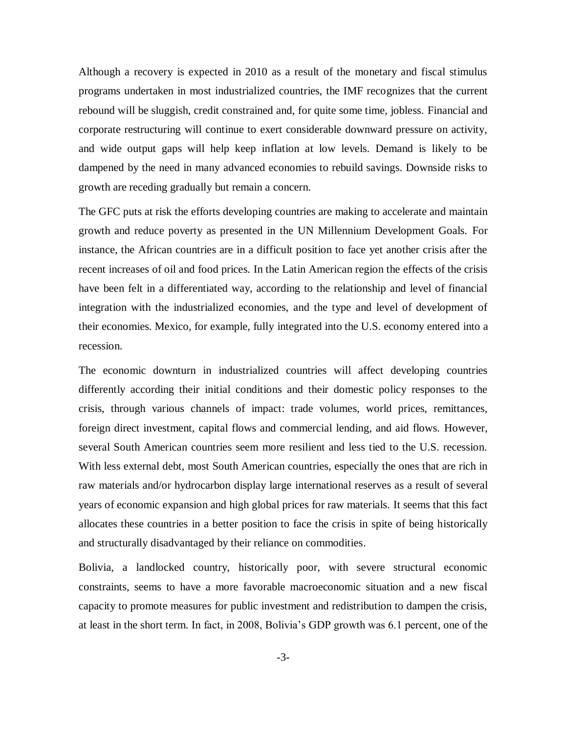Although a recovery is expected in 2010 as a result of the monetary and fiscal stimulus programs undertaken in most industrialized countries, the IMF recognizes that the current rebound will be sluggish, credit constrained and, for quite some time, jobless. Financial and corporate restructuring will continue to exert considerable downward pressure on activity, and wide output gaps will help keep inflation at low levels. Demand is likely to be dampened by the need in many advanced economies to rebuild savings. Downside risks to growth are receding gradually but remain a concern.

The GFC puts at risk the efforts developing countries are making to accelerate and maintain growth and reduce poverty as presented in the UN Millennium Development Goals. For instance, the African countries are in a difficult position to face yet another crisis after the recent increases of oil and food prices. In the Latin American region the effects of the crisis have been felt in a differentiated way, according to the relationship and level of financial integration with the industrialized economies, and the type and level of development of their economies. Mexico, for example, fully integrated into the U.S. economy entered into a recession.

The economic downturn in industrialized countries will affect developing countries differently according their initial conditions and their domestic policy responses to the crisis, through various channels of impact: trade volumes, world prices, remittances, foreign direct investment, capital flows and commercial lending, and aid flows. However, several South American countries seem more resilient and less tied to the U.S. recession. With less external debt, most South American countries, especially the ones that are rich in raw materials and/or hydrocarbon display large international reserves as a result of several years of economic expansion and high global prices for raw materials. It seems that this fact allocates these countries in a better position to face the crisis in spite of being historically and structurally disadvantaged by their reliance on commodities.

Bolivia, a landlocked country, historically poor, with severe structural economic constraints, seems to have a more favorable macroeconomic situation and a new fiscal capacity to promote measures for public investment and redistribution to dampen the crisis, at least in the short term. In fact, in 2008, Bolivia's GDP growth was 6.1 percent, one of the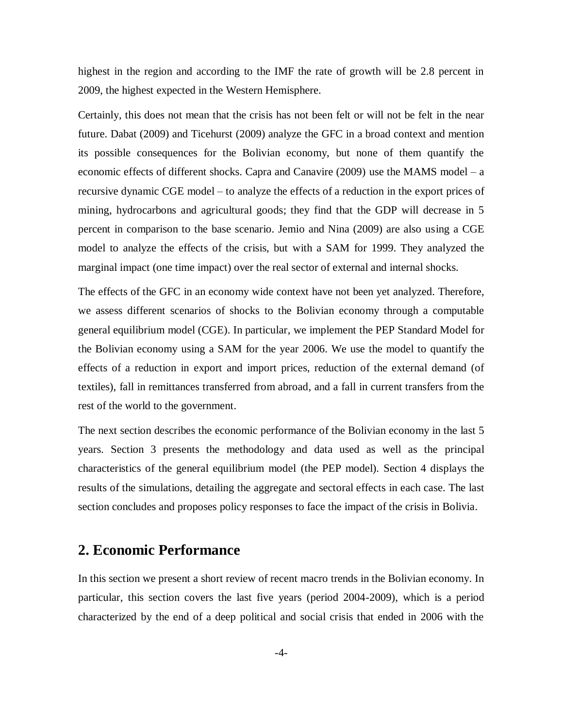highest in the region and according to the IMF the rate of growth will be 2.8 percent in 2009, the highest expected in the Western Hemisphere.

Certainly, this does not mean that the crisis has not been felt or will not be felt in the near future. Dabat (2009) and Ticehurst (2009) analyze the GFC in a broad context and mention its possible consequences for the Bolivian economy, but none of them quantify the economic effects of different shocks. Capra and Canavire (2009) use the MAMS model – a recursive dynamic CGE model – to analyze the effects of a reduction in the export prices of mining, hydrocarbons and agricultural goods; they find that the GDP will decrease in 5 percent in comparison to the base scenario. Jemio and Nina (2009) are also using a CGE model to analyze the effects of the crisis, but with a SAM for 1999. They analyzed the marginal impact (one time impact) over the real sector of external and internal shocks.

The effects of the GFC in an economy wide context have not been yet analyzed. Therefore, we assess different scenarios of shocks to the Bolivian economy through a computable general equilibrium model (CGE). In particular, we implement the PEP Standard Model for the Bolivian economy using a SAM for the year 2006. We use the model to quantify the effects of a reduction in export and import prices, reduction of the external demand (of textiles), fall in remittances transferred from abroad, and a fall in current transfers from the rest of the world to the government.

The next section describes the economic performance of the Bolivian economy in the last 5 years. Section 3 presents the methodology and data used as well as the principal characteristics of the general equilibrium model (the PEP model). Section 4 displays the results of the simulations, detailing the aggregate and sectoral effects in each case. The last section concludes and proposes policy responses to face the impact of the crisis in Bolivia.

## 2. Economic Performance

In this section we present a short review of recent macro trends in the Bolivian economy. In particular, this section covers the last five years (period 2004-2009), which is a period characterized by the end of a deep political and social crisis that ended in 2006 with the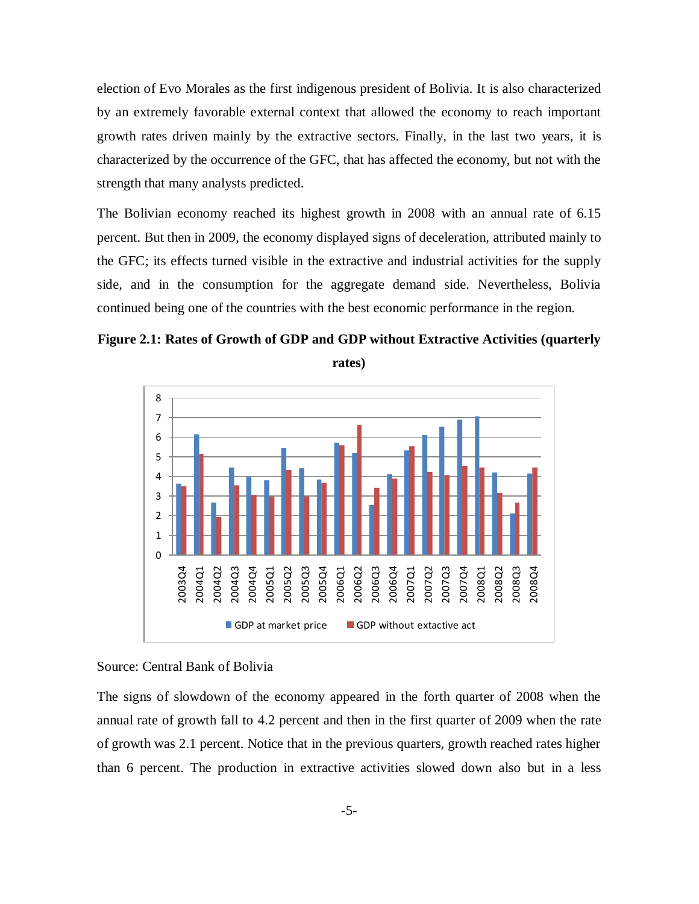election of Evo Morales as the first indigenous president of Bolivia. It is also characterized by an extremely favorable external context that allowed the economy to reach important growth rates driven mainly by the extractive sectors. Finally, in the last two years, it is characterized by the occurrence of the GFC, that has affected the economy, but not with the strength that many analysts predicted.

The Bolivian economy reached its highest growth in 2008 with an annual rate of 6.15 percent. But then in 2009, the economy displayed signs of deceleration, attributed mainly to the GFC; its effects turned visible in the extractive and industrial activities for the supply side, and in the consumption for the aggregate demand side. Nevertheless, Bolivia continued being one of the countries with the best economic performance in the region.

**Figure 2.1: Rates of Growth of GDP and GDP without Extractive Activities (quarterly rates)**

Source: Central Bank of Bolivia

The signs of slowdown of the economy appeared in the forth quarter of 2008 when the annual rate of growth fall to 4.2 percent and then in the first quarter of 2009 when the rate of growth was 2.1 percent. Notice that in the previous quarters, growth reached rates higher than 6 percent. The production in extractive activities slowed down also but in a less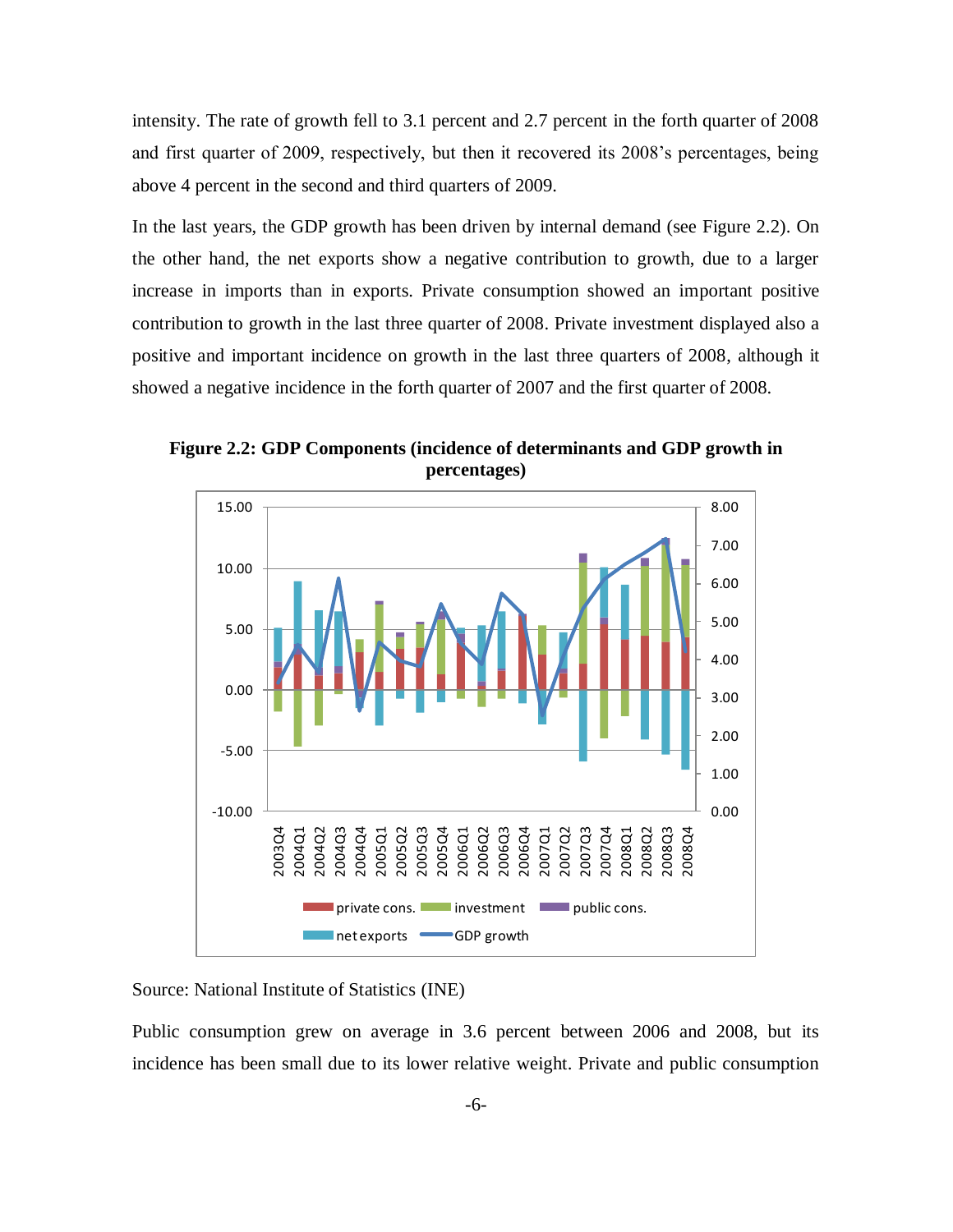intensity. The rate of growth fell to 3.1 percent and 2.7 percent in the forth quarter of 2008 and first quarter of 2009, respectively, but then it recovered its 2008's percentages, being above 4 percent in the second and third quarters of 2009.

In the last years, the GDP growth has been driven by internal demand (see Figure 2.2). On the other hand, the net exports show a negative contribution to growth, due to a larger increase in imports than in exports. Private consumption showed an important positive contribution to growth in the last three quarter of 2008. Private investment displayed also a positive and important incidence on growth in the last three quarters of 2008, although it showed a negative incidence in the forth quarter of 2007 and the first quarter of 2008.

**Figure 2.2: GDP Components (incidence of determinants and GDP growth in percentages)**

Source: National Institute of Statistics (INE)

Public consumption grew on average in 3.6 percent between 2006 and 2008, but its incidence has been small due to its lower relative weight. Private and public consumption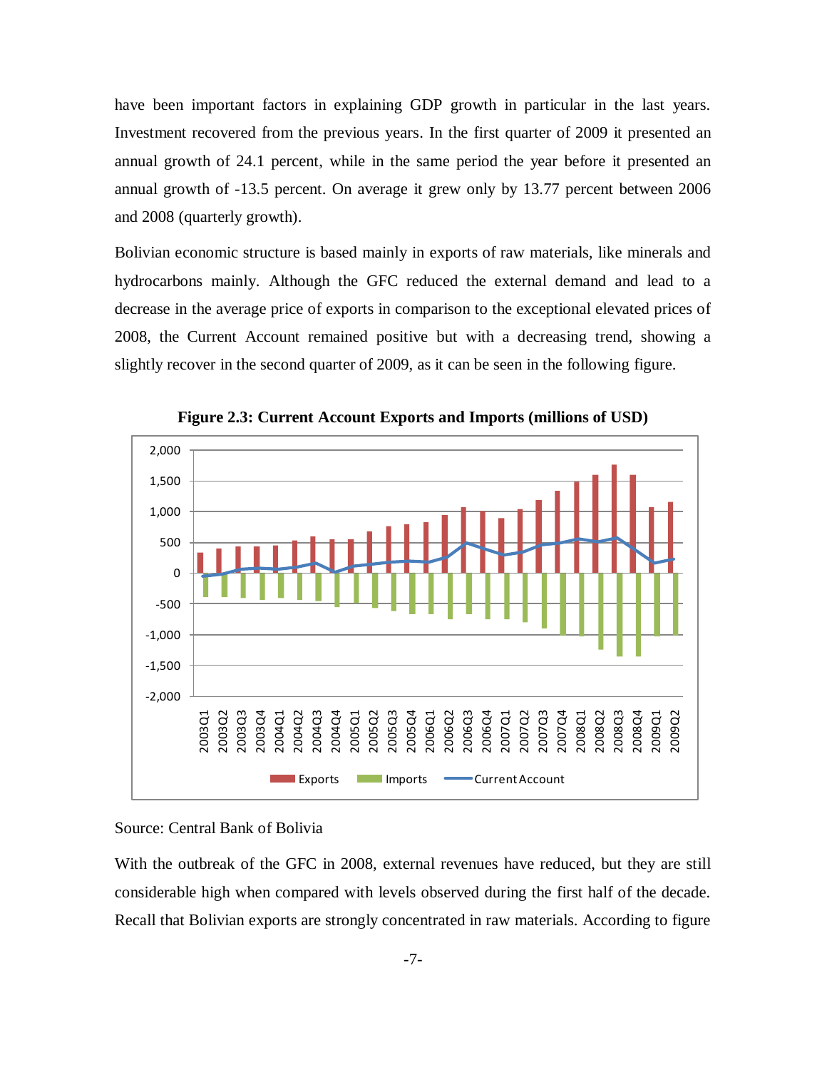have been important factors in explaining GDP growth in particular in the last years. Investment recovered from the previous years. In the first quarter of 2009 it presented an annual growth of 24.1 percent, while in the same period the year before it presented an annual growth of -13.5 percent. On average it grew only by 13.77 percent between 2006 and 2008 (quarterly growth).

Bolivian economic structure is based mainly in exports of raw materials, like minerals and hydrocarbons mainly. Although the GFC reduced the external demand and lead to a decrease in the average price of exports in comparison to the exceptional elevated prices of 2008, the Current Account remained positive but with a decreasing trend, showing a slightly recover in the second quarter of 2009, as it can be seen in the following figure.

**Figure 2.3: Current Account Exports and Imports (millions of USD)**

Source: Central Bank of Bolivia

With the outbreak of the GFC in 2008, external revenues have reduced, but they are still considerable high when compared with levels observed during the first half of the decade. Recall that Bolivian exports are strongly concentrated in raw materials. According to figure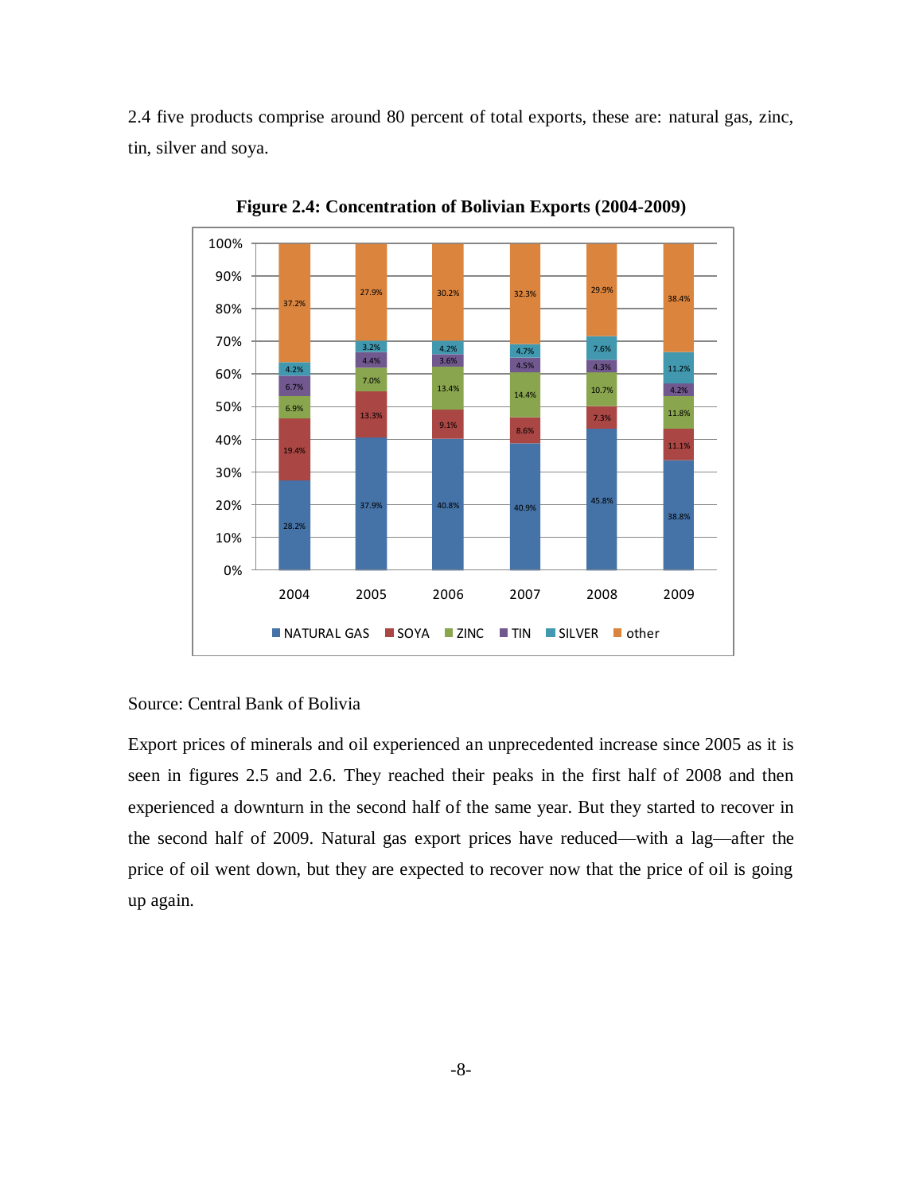2.4 five products comprise around 80 percent of total exports, these are: natural gas, zinc, tin, silver and soya.

**Figure 2.4: Concentration of Bolivian Exports (2004-2009)**

| | 2004 | 2005 | 2006 | 2007 | 2008 | 2009 |
|---|---|---|---|---|---|---|
| NATURAL GAS | 28.2% | 37.9% | 40.8% | 40.9% | 45.8% | 38.8% |
| SOYA | 19.4% | 13.3% | 9.1% | 8.6% | 7.3% | 11.1% |
| ZINC | 6.9% | 7.0% | 13.4% | 14.4% | 10.7% | 11.8% |
| TIN | 6.7% | 4.4% | 3.6% | 4.5% | 4.3% | 4.2% |
| SILVER | 4.2% | 3.2% | 4.2% | 4.7% | 7.6% | 11.2% |
| other | 37.2% | 27.9% | 30.2% | 32.3% | 29.9% | 38.4% |

Source: Central Bank of Bolivia

Export prices of minerals and oil experienced an unprecedented increase since 2005 as it is seen in figures 2.5 and 2.6. They reached their peaks in the first half of 2008 and then experienced a downturn in the second half of the same year. But they started to recover in the second half of 2009. Natural gas export prices have reduced—with a lag—after the price of oil went down, but they are expected to recover now that the price of oil is going up again.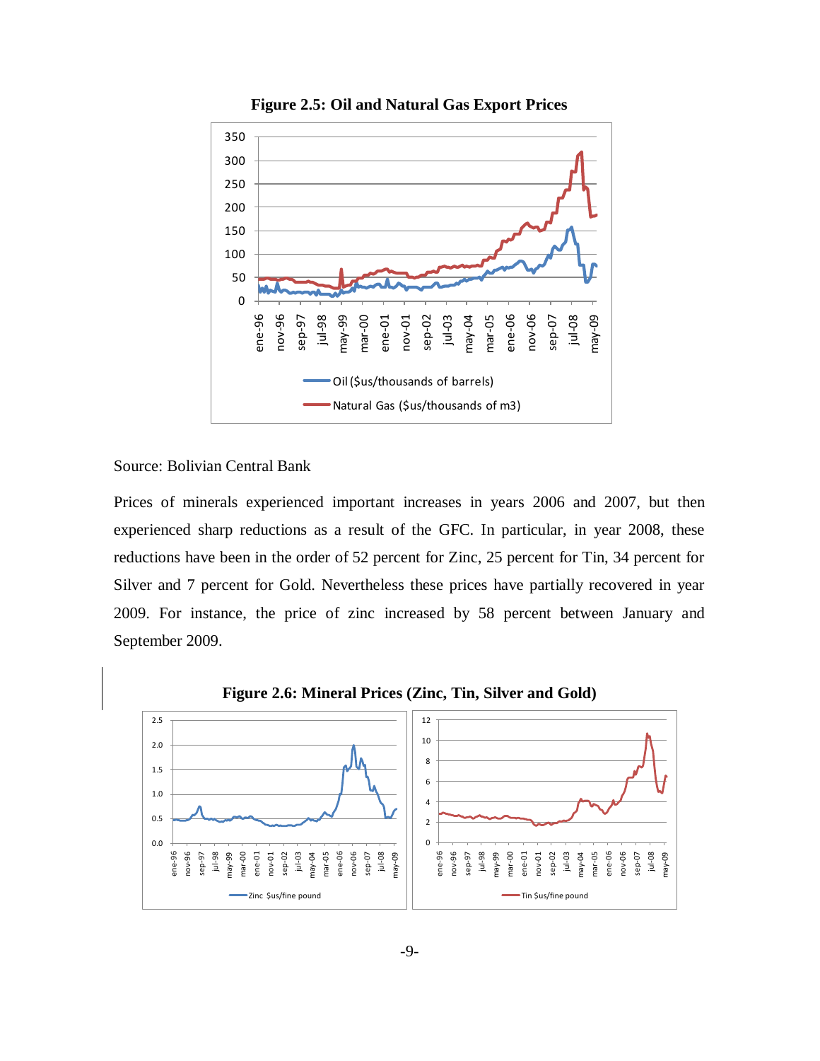**Figure 2.5: Oil and Natural Gas Export Prices**

Source: Bolivian Central Bank

Prices of minerals experienced important increases in years 2006 and 2007, but then experienced sharp reductions as a result of the GFC. In particular, in year 2008, these reductions have been in the order of 52 percent for Zinc, 25 percent for Tin, 34 percent for Silver and 7 percent for Gold. Nevertheless these prices have partially recovered in year 2009. For instance, the price of zinc increased by 58 percent between January and September 2009.

**Figure 2.6: Mineral Prices (Zinc, Tin, Silver and Gold)**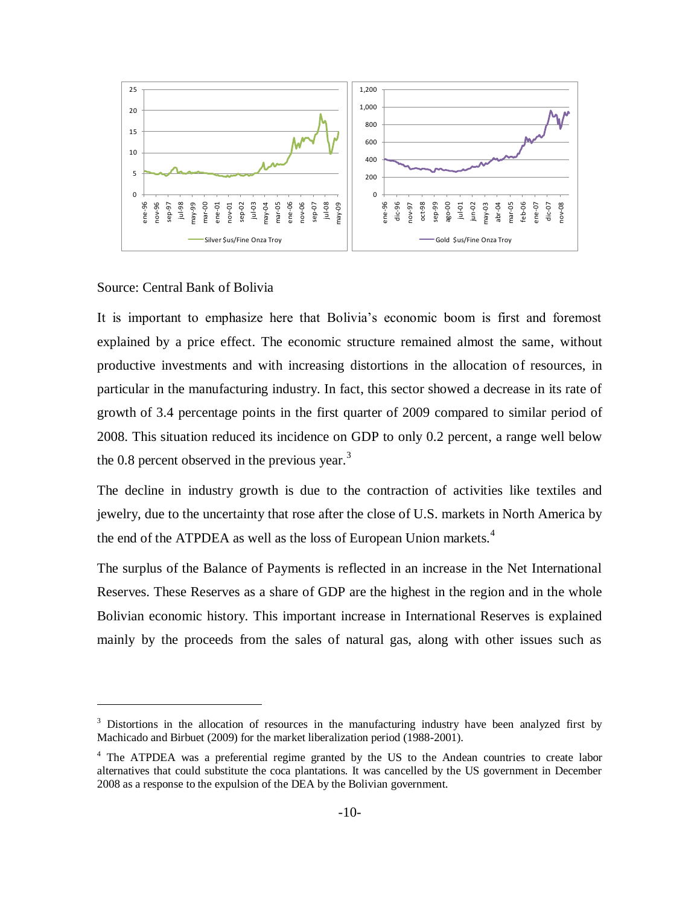Source: Central Bank of Bolivia

It is important to emphasize here that Bolivia's economic boom is first and foremost explained by a price effect. The economic structure remained almost the same, without productive investments and with increasing distortions in the allocation of resources, in particular in the manufacturing industry. In fact, this sector showed a decrease in its rate of growth of 3.4 percentage points in the first quarter of 2009 compared to similar period of 2008. This situation reduced its incidence on GDP to only 0.2 percent, a range well below the 0.8 percent observed in the previous year.[3]

The decline in industry growth is due to the contraction of activities like textiles and jewelry, due to the uncertainty that rose after the close of U.S. markets in North America by the end of the ATPDEA as well as the loss of European Union markets.[4]

The surplus of the Balance of Payments is reflected in an increase in the Net International Reserves. These Reserves as a share of GDP are the highest in the region and in the whole Bolivian economic history. This important increase in International Reserves is explained mainly by the proceeds from the sales of natural gas, along with other issues such as

---

[3] Distortions in the allocation of resources in the manufacturing industry have been analyzed first by Machicado and Birbuet (2009) for the market liberalization period (1988-2001).

[4] The ATPDEA was a preferential regime granted by the US to the Andean countries to create labor alternatives that could substitute the coca plantations. It was cancelled by the US government in December 2008 as a response to the expulsion of the DEA by the Bolivian government.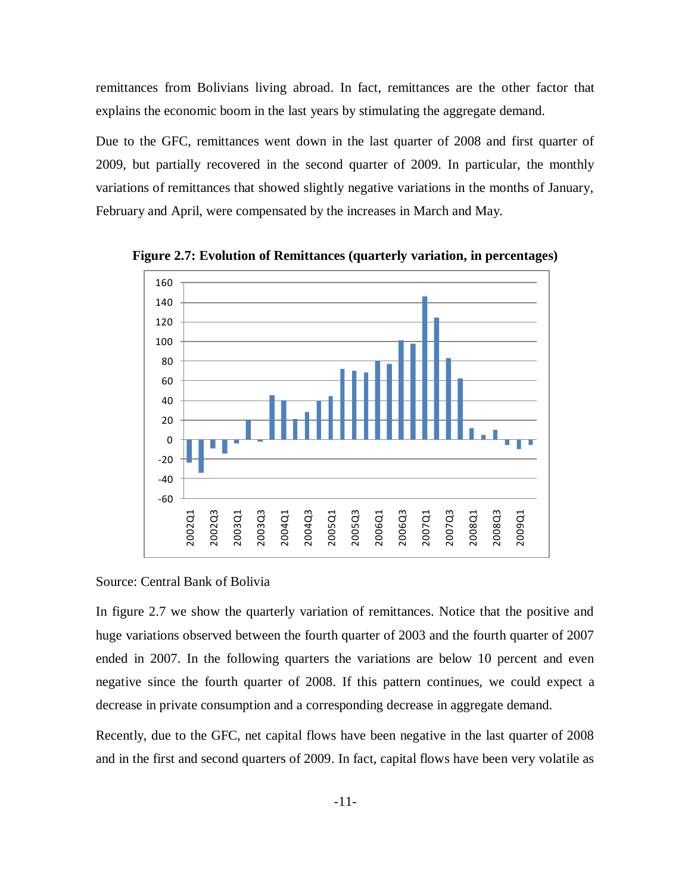remittances from Bolivians living abroad. In fact, remittances are the other factor that explains the economic boom in the last years by stimulating the aggregate demand.

Due to the GFC, remittances went down in the last quarter of 2008 and first quarter of 2009, but partially recovered in the second quarter of 2009. In particular, the monthly variations of remittances that showed slightly negative variations in the months of January, February and April, were compensated by the increases in March and May.

**Figure 2.7: Evolution of Remittances (quarterly variation, in percentages)**

Source: Central Bank of Bolivia

In figure 2.7 we show the quarterly variation of remittances. Notice that the positive and huge variations observed between the fourth quarter of 2003 and the fourth quarter of 2007 ended in 2007. In the following quarters the variations are below 10 percent and even negative since the fourth quarter of 2008. If this pattern continues, we could expect a decrease in private consumption and a corresponding decrease in aggregate demand.

Recently, due to the GFC, net capital flows have been negative in the last quarter of 2008 and in the first and second quarters of 2009. In fact, capital flows have been very volatile as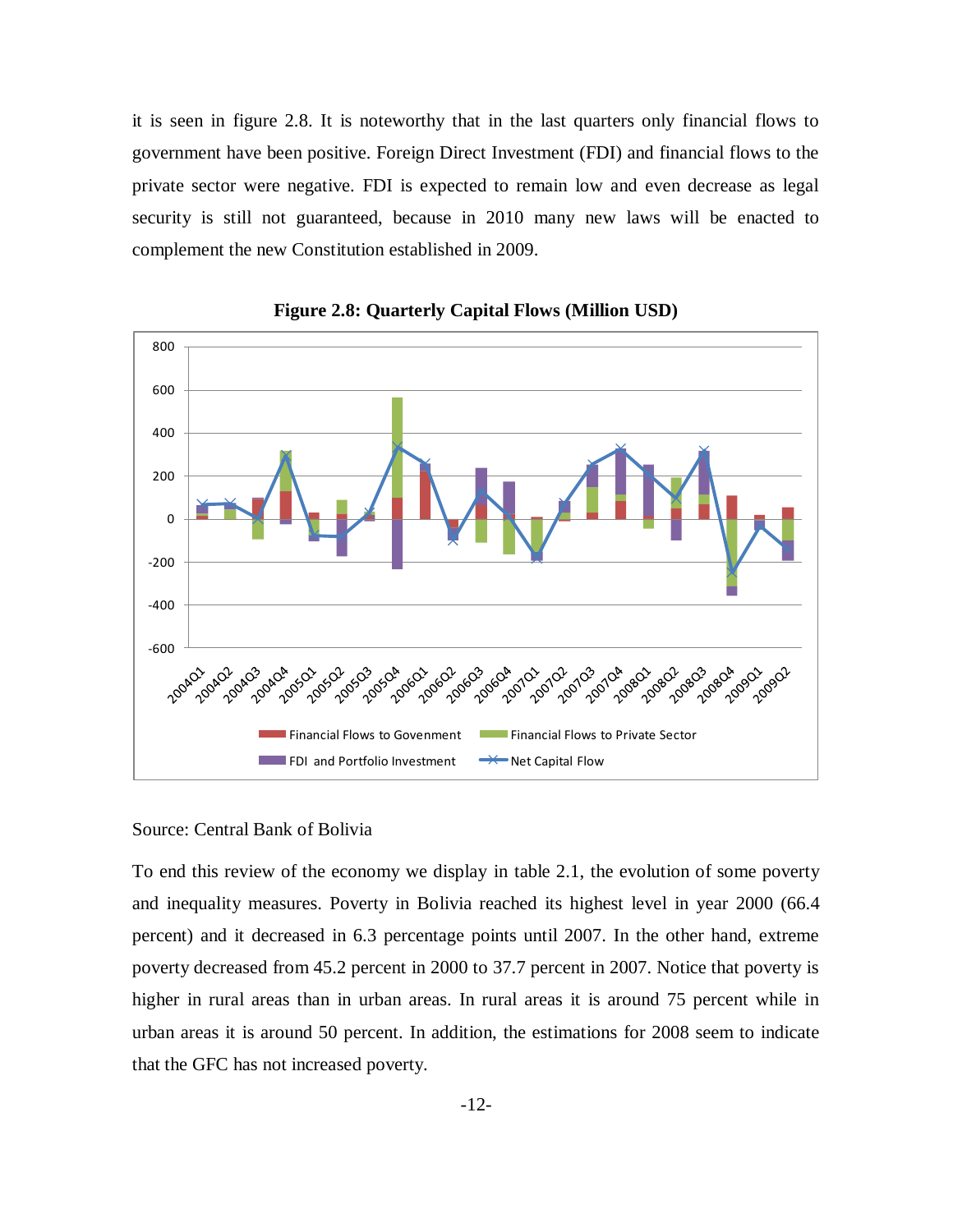it is seen in figure 2.8. It is noteworthy that in the last quarters only financial flows to government have been positive. Foreign Direct Investment (FDI) and financial flows to the private sector were negative. FDI is expected to remain low and even decrease as legal security is still not guaranteed, because in 2010 many new laws will be enacted to complement the new Constitution established in 2009.

**Figure 2.8: Quarterly Capital Flows (Million USD)**

Source: Central Bank of Bolivia

To end this review of the economy we display in table 2.1, the evolution of some poverty and inequality measures. Poverty in Bolivia reached its highest level in year 2000 (66.4 percent) and it decreased in 6.3 percentage points until 2007. In the other hand, extreme poverty decreased from 45.2 percent in 2000 to 37.7 percent in 2007. Notice that poverty is higher in rural areas than in urban areas. In rural areas it is around 75 percent while in urban areas it is around 50 percent. In addition, the estimations for 2008 seem to indicate that the GFC has not increased poverty.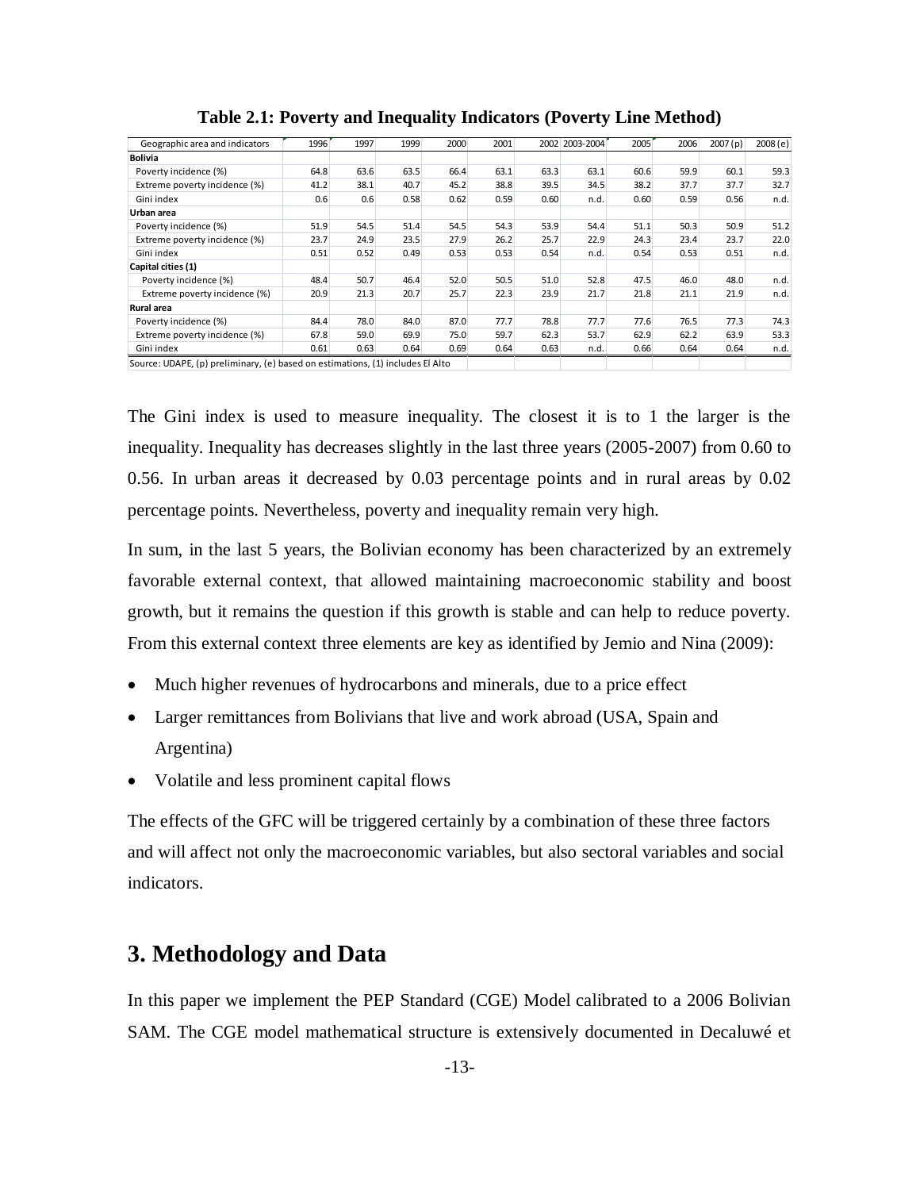**Table 2.1: Poverty and Inequality Indicators (Poverty Line Method)**

| Geographic area and indicators | 1996 | 1997 | 1999 | 2000 | 2001 | 2002 | 2003-2004 | 2005 | 2006 | 2007 (p) | 2008 (e) |
|---|---|---|---|---|---|---|---|---|---|---|---|
| **Bolivia** | | | | | | | | | | | |
| Poverty incidence (%) | 64.8 | 63.6 | 63.5 | 66.4 | 63.1 | 63.3 | 63.1 | 60.6 | 59.9 | 60.1 | 59.3 |
| Extreme poverty incidence (%) | 41.2 | 38.1 | 40.7 | 45.2 | 38.8 | 39.5 | 34.5 | 38.2 | 37.7 | 37.7 | 32.7 |
| Gini index | 0.6 | 0.6 | 0.58 | 0.62 | 0.59 | 0.60 | n.d. | 0.60 | 0.59 | 0.56 | n.d. |
| **Urban area** | | | | | | | | | | | |
| Poverty incidence (%) | 51.9 | 54.5 | 51.4 | 54.5 | 54.3 | 53.9 | 54.4 | 51.1 | 50.3 | 50.9 | 51.2 |
| Extreme poverty incidence (%) | 23.7 | 24.9 | 23.5 | 27.9 | 26.2 | 25.7 | 22.9 | 24.3 | 23.4 | 23.7 | 22.0 |
| Gini index | 0.51 | 0.52 | 0.49 | 0.53 | 0.53 | 0.54 | n.d. | 0.54 | 0.53 | 0.51 | n.d. |
| **Capital cities (1)** | | | | | | | | | | | |
| Poverty incidence (%) | 48.4 | 50.7 | 46.4 | 52.0 | 50.5 | 51.0 | 52.8 | 47.5 | 46.0 | 48.0 | n.d. |
| Extreme poverty incidence (%) | 20.9 | 21.3 | 20.7 | 25.7 | 22.3 | 23.9 | 21.7 | 21.8 | 21.1 | 21.9 | n.d. |
| **Rural area** | | | | | | | | | | | |
| Poverty incidence (%) | 84.4 | 78.0 | 84.0 | 87.0 | 77.7 | 78.8 | 77.7 | 77.6 | 76.5 | 77.3 | 74.3 |
| Extreme poverty incidence (%) | 67.8 | 59.0 | 69.9 | 75.0 | 59.7 | 62.3 | 53.7 | 62.9 | 62.2 | 63.9 | 53.3 |
| Gini index | 0.61 | 0.63 | 0.64 | 0.69 | 0.64 | 0.63 | n.d. | 0.66 | 0.64 | 0.64 | n.d. |

Source: UDAPE, (p) preliminary, (e) based on estimations, (1) includes El Alto

The Gini index is used to measure inequality. The closest it is to 1 the larger is the inequality. Inequality has decreases slightly in the last three years (2005-2007) from 0.60 to 0.56. In urban areas it decreased by 0.03 percentage points and in rural areas by 0.02 percentage points. Nevertheless, poverty and inequality remain very high.

In sum, in the last 5 years, the Bolivian economy has been characterized by an extremely favorable external context, that allowed maintaining macroeconomic stability and boost growth, but it remains the question if this growth is stable and can help to reduce poverty. From this external context three elements are key as identified by Jemio and Nina (2009):

- Much higher revenues of hydrocarbons and minerals, due to a price effect
- Larger remittances from Bolivians that live and work abroad (USA, Spain and Argentina)
- Volatile and less prominent capital flows

The effects of the GFC will be triggered certainly by a combination of these three factors and will affect not only the macroeconomic variables, but also sectoral variables and social indicators.

## 3. Methodology and Data

In this paper we implement the PEP Standard (CGE) Model calibrated to a 2006 Bolivian SAM. The CGE model mathematical structure is extensively documented in Decaluwé et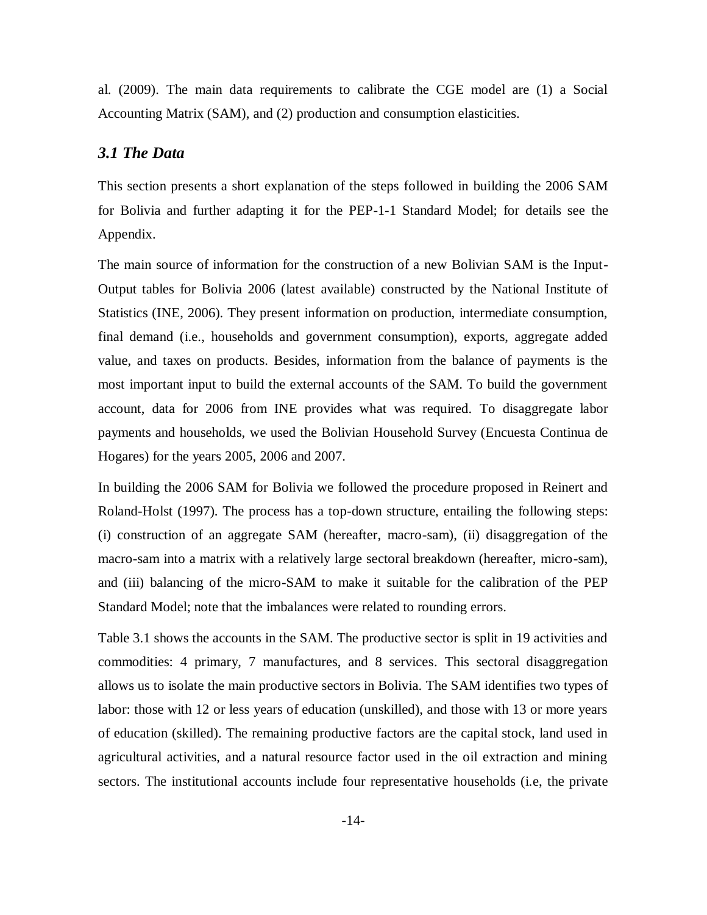al. (2009). The main data requirements to calibrate the CGE model are (1) a Social Accounting Matrix (SAM), and (2) production and consumption elasticities.

### *3.1 The Data*

This section presents a short explanation of the steps followed in building the 2006 SAM for Bolivia and further adapting it for the PEP-1-1 Standard Model; for details see the Appendix.

The main source of information for the construction of a new Bolivian SAM is the Input-Output tables for Bolivia 2006 (latest available) constructed by the National Institute of Statistics (INE, 2006). They present information on production, intermediate consumption, final demand (i.e., households and government consumption), exports, aggregate added value, and taxes on products. Besides, information from the balance of payments is the most important input to build the external accounts of the SAM. To build the government account, data for 2006 from INE provides what was required. To disaggregate labor payments and households, we used the Bolivian Household Survey (Encuesta Continua de Hogares) for the years 2005, 2006 and 2007.

In building the 2006 SAM for Bolivia we followed the procedure proposed in Reinert and Roland-Holst (1997). The process has a top-down structure, entailing the following steps: (i) construction of an aggregate SAM (hereafter, macro-sam), (ii) disaggregation of the macro-sam into a matrix with a relatively large sectoral breakdown (hereafter, micro-sam), and (iii) balancing of the micro-SAM to make it suitable for the calibration of the PEP Standard Model; note that the imbalances were related to rounding errors.

Table 3.1 shows the accounts in the SAM. The productive sector is split in 19 activities and commodities: 4 primary, 7 manufactures, and 8 services. This sectoral disaggregation allows us to isolate the main productive sectors in Bolivia. The SAM identifies two types of labor: those with 12 or less years of education (unskilled), and those with 13 or more years of education (skilled). The remaining productive factors are the capital stock, land used in agricultural activities, and a natural resource factor used in the oil extraction and mining sectors. The institutional accounts include four representative households (i.e, the private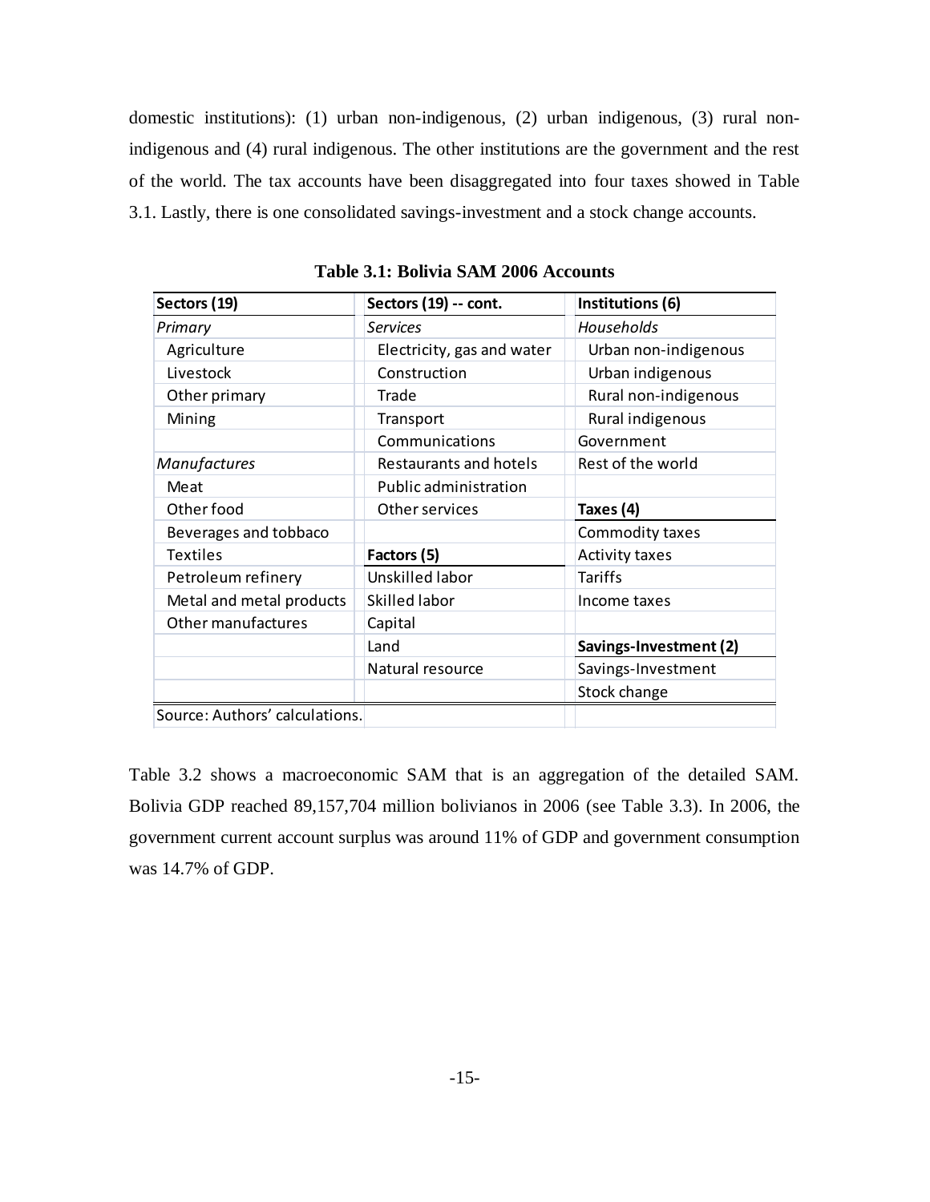domestic institutions): (1) urban non-indigenous, (2) urban indigenous, (3) rural non-indigenous and (4) rural indigenous. The other institutions are the government and the rest of the world. The tax accounts have been disaggregated into four taxes showed in Table 3.1. Lastly, there is one consolidated savings-investment and a stock change accounts.

**Table 3.1: Bolivia SAM 2006 Accounts**

| **Sectors (19)** | **Sectors (19) -- cont.** | **Institutions (6)** |
|---|---|---|
| *Primary* | *Services* | *Households* |
| Agriculture | Electricity, gas and water | Urban non-indigenous |
| Livestock | Construction | Urban indigenous |
| Other primary | Trade | Rural non-indigenous |
| Mining | Transport | Rural indigenous |
| | Communications | Government |
| *Manufactures* | Restaurants and hotels | Rest of the world |
| Meat | Public administration | |
| Other food | Other services | **Taxes (4)** |
| Beverages and tobbaco | | Commodity taxes |
| Textiles | **Factors (5)** | Activity taxes |
| Petroleum refinery | Unskilled labor | Tariffs |
| Metal and metal products | Skilled labor | Income taxes |
| Other manufactures | Capital | |
| | Land | **Savings-Investment (2)** |
| | Natural resource | Savings-Investment |
| | | Stock change |

Source: Authors' calculations.

Table 3.2 shows a macroeconomic SAM that is an aggregation of the detailed SAM. Bolivia GDP reached 89,157,704 million bolivianos in 2006 (see Table 3.3). In 2006, the government current account surplus was around 11% of GDP and government consumption was 14.7% of GDP.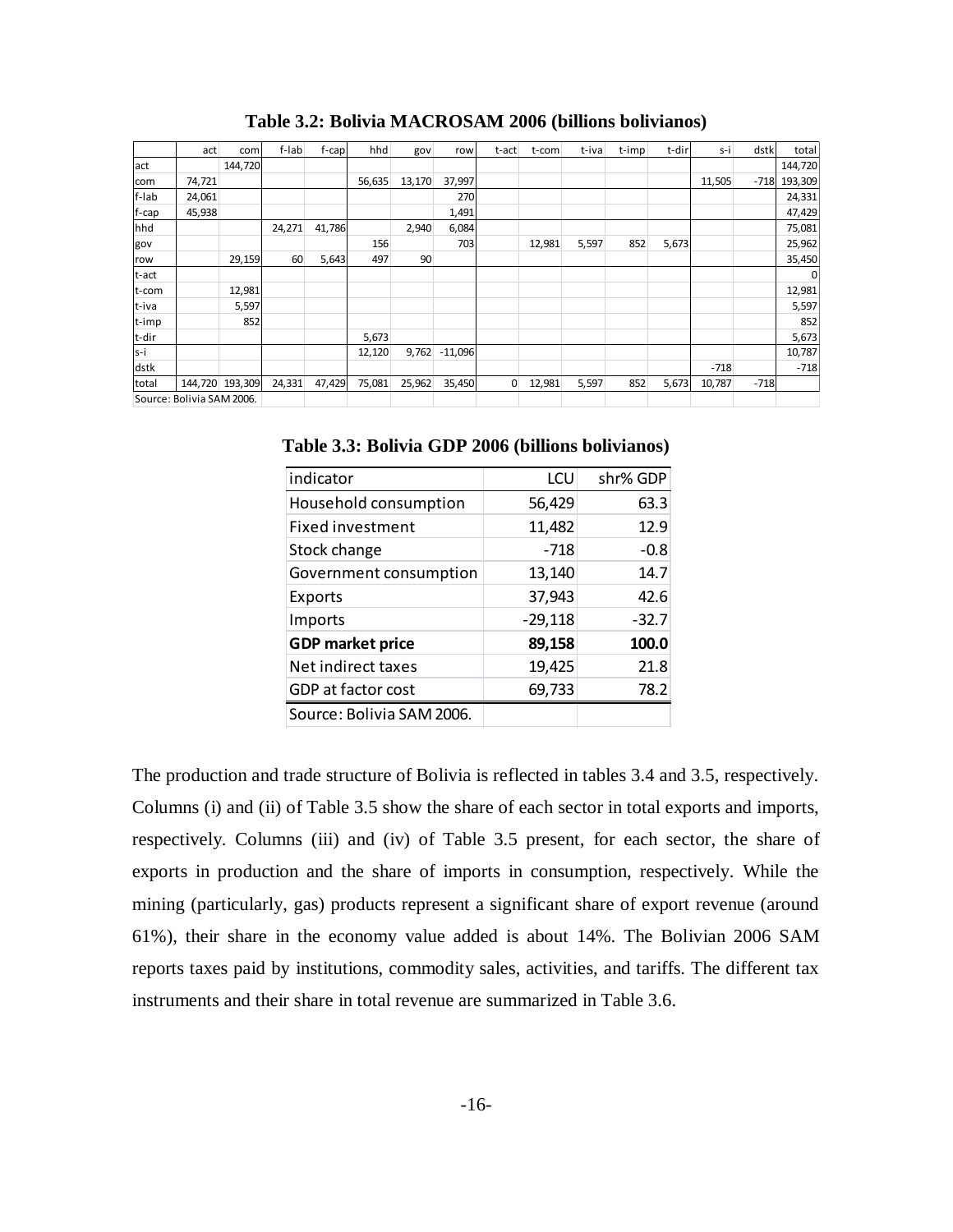**Table 3.2: Bolivia MACROSAM 2006 (billions bolivianos)**

| | act | com | f-lab | f-cap | hhd | gov | row | t-act | t-com | t-iva | t-imp | t-dir | s-i | dstk | total |
|---|---|---|---|---|---|---|---|---|---|---|---|---|---|---|---|
| act | | 144,720 | | | | | | | | | | | | | 144,720 |
| com | 74,721 | | | | 56,635 | 13,170 | 37,997 | | | | | | 11,505 | -718 | 193,309 |
| f-lab | 24,061 | | | | | | 270 | | | | | | | | 24,331 |
| f-cap | 45,938 | | | | | | 1,491 | | | | | | | | 47,429 |
| hhd | | | 24,271 | 41,786 | | 2,940 | 6,084 | | | | | | | | 75,081 |
| gov | | | | | 156 | | 703 | | 12,981 | 5,597 | 852 | 5,673 | | | 25,962 |
| row | | 29,159 | 60 | 5,643 | 497 | 90 | | | | | | | | | 35,450 |
| t-act | | | | | | | | | | | | | | | 0 |
| t-com | | 12,981 | | | | | | | | | | | | | 12,981 |
| t-iva | | 5,597 | | | | | | | | | | | | | 5,597 |
| t-imp | | 852 | | | | | | | | | | | | | 852 |
| t-dir | | | | | 5,673 | | | | | | | | | | 5,673 |
| s-i | | | | | 12,120 | 9,762 | -11,096 | | | | | | | | 10,787 |
| dstk | | | | | | | | | | | | | -718 | | -718 |
| total | 144,720 | 193,309 | 24,331 | 47,429 | 75,081 | 25,962 | 35,450 | 0 | 12,981 | 5,597 | 852 | 5,673 | 10,787 | -718 | |

Source: Bolivia SAM 2006.

**Table 3.3: Bolivia GDP 2006 (billions bolivianos)**

| indicator | LCU | shr% GDP |
|---|---|---|
| Household consumption | 56,429 | 63.3 |
| Fixed investment | 11,482 | 12.9 |
| Stock change | -718 | -0.8 |
| Government consumption | 13,140 | 14.7 |
| Exports | 37,943 | 42.6 |
| Imports | -29,118 | -32.7 |
| **GDP market price** | **89,158** | **100.0** |
| Net indirect taxes | 19,425 | 21.8 |
| GDP at factor cost | 69,733 | 78.2 |

Source: Bolivia SAM 2006.

The production and trade structure of Bolivia is reflected in tables 3.4 and 3.5, respectively. Columns (i) and (ii) of Table 3.5 show the share of each sector in total exports and imports, respectively. Columns (iii) and (iv) of Table 3.5 present, for each sector, the share of exports in production and the share of imports in consumption, respectively. While the mining (particularly, gas) products represent a significant share of export revenue (around 61%), their share in the economy value added is about 14%. The Bolivian 2006 SAM reports taxes paid by institutions, commodity sales, activities, and tariffs. The different tax instruments and their share in total revenue are summarized in Table 3.6.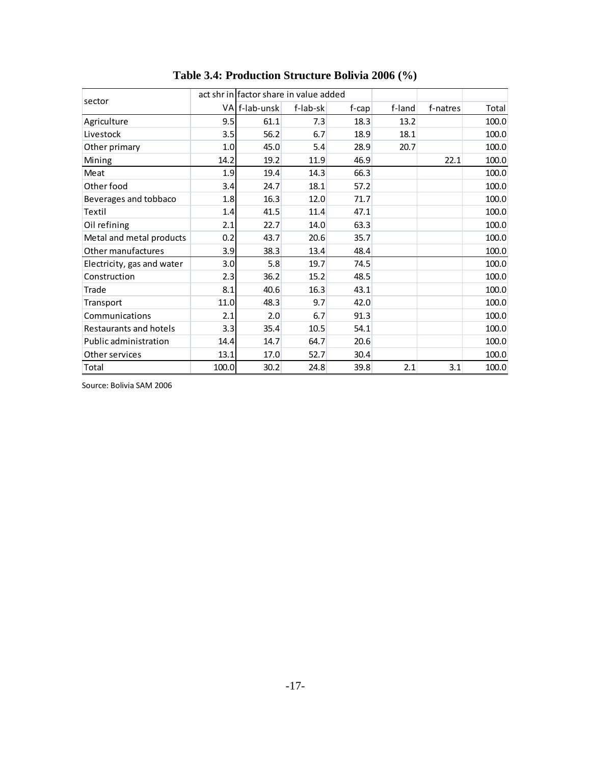**Table 3.4: Production Structure Bolivia 2006 (%)**

| sector | act shr in | factor share in value added | | | | | |
|---|---|---|---|---|---|---|---|
| | VA | f-lab-unsk | f-lab-sk | f-cap | f-land | f-natres | Total |
| Agriculture | 9.5 | 61.1 | 7.3 | 18.3 | 13.2 | | 100.0 |
| Livestock | 3.5 | 56.2 | 6.7 | 18.9 | 18.1 | | 100.0 |
| Other primary | 1.0 | 45.0 | 5.4 | 28.9 | 20.7 | | 100.0 |
| Mining | 14.2 | 19.2 | 11.9 | 46.9 | | 22.1 | 100.0 |
| Meat | 1.9 | 19.4 | 14.3 | 66.3 | | | 100.0 |
| Other food | 3.4 | 24.7 | 18.1 | 57.2 | | | 100.0 |
| Beverages and tobbaco | 1.8 | 16.3 | 12.0 | 71.7 | | | 100.0 |
| Textil | 1.4 | 41.5 | 11.4 | 47.1 | | | 100.0 |
| Oil refining | 2.1 | 22.7 | 14.0 | 63.3 | | | 100.0 |
| Metal and metal products | 0.2 | 43.7 | 20.6 | 35.7 | | | 100.0 |
| Other manufactures | 3.9 | 38.3 | 13.4 | 48.4 | | | 100.0 |
| Electricity, gas and water | 3.0 | 5.8 | 19.7 | 74.5 | | | 100.0 |
| Construction | 2.3 | 36.2 | 15.2 | 48.5 | | | 100.0 |
| Trade | 8.1 | 40.6 | 16.3 | 43.1 | | | 100.0 |
| Transport | 11.0 | 48.3 | 9.7 | 42.0 | | | 100.0 |
| Communications | 2.1 | 2.0 | 6.7 | 91.3 | | | 100.0 |
| Restaurants and hotels | 3.3 | 35.4 | 10.5 | 54.1 | | | 100.0 |
| Public administration | 14.4 | 14.7 | 64.7 | 20.6 | | | 100.0 |
| Other services | 13.1 | 17.0 | 52.7 | 30.4 | | | 100.0 |
| Total | 100.0 | 30.2 | 24.8 | 39.8 | 2.1 | 3.1 | 100.0 |

Source: Bolivia SAM 2006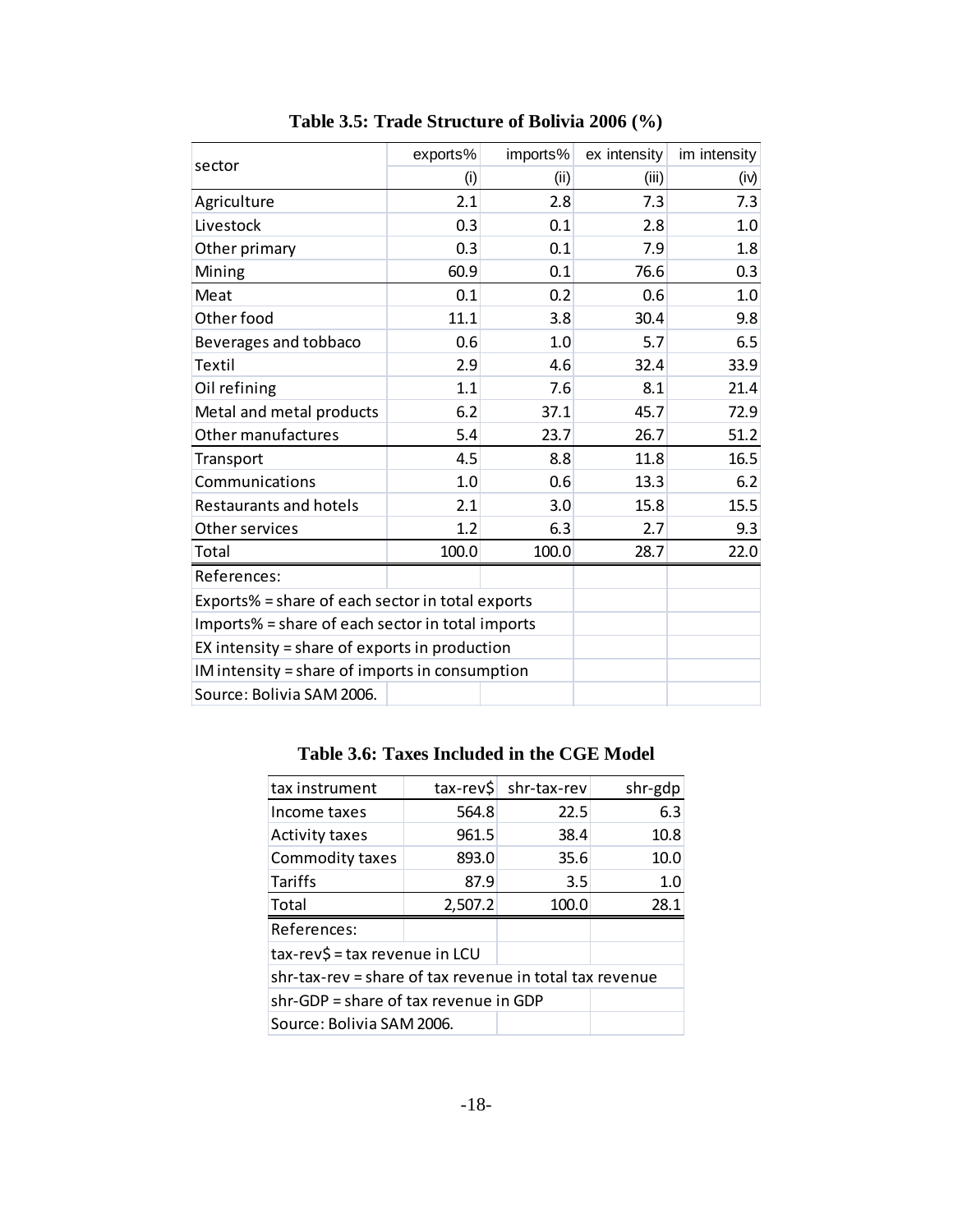**Table 3.5: Trade Structure of Bolivia 2006 (%)**

| sector | exports% | imports% | ex intensity | im intensity |
|---|---|---|---|---|
| | (i) | (ii) | (iii) | (iv) |
| Agriculture | 2.1 | 2.8 | 7.3 | 7.3 |
| Livestock | 0.3 | 0.1 | 2.8 | 1.0 |
| Other primary | 0.3 | 0.1 | 7.9 | 1.8 |
| Mining | 60.9 | 0.1 | 76.6 | 0.3 |
| Meat | 0.1 | 0.2 | 0.6 | 1.0 |
| Other food | 11.1 | 3.8 | 30.4 | 9.8 |
| Beverages and tobbaco | 0.6 | 1.0 | 5.7 | 6.5 |
| Textil | 2.9 | 4.6 | 32.4 | 33.9 |
| Oil refining | 1.1 | 7.6 | 8.1 | 21.4 |
| Metal and metal products | 6.2 | 37.1 | 45.7 | 72.9 |
| Other manufactures | 5.4 | 23.7 | 26.7 | 51.2 |
| Transport | 4.5 | 8.8 | 11.8 | 16.5 |
| Communications | 1.0 | 0.6 | 13.3 | 6.2 |
| Restaurants and hotels | 2.1 | 3.0 | 15.8 | 15.5 |
| Other services | 1.2 | 6.3 | 2.7 | 9.3 |
| Total | 100.0 | 100.0 | 28.7 | 22.0 |

References:
Exports% = share of each sector in total exports
Imports% = share of each sector in total imports
EX intensity = share of exports in production
IM intensity = share of imports in consumption
Source: Bolivia SAM 2006.

**Table 3.6: Taxes Included in the CGE Model**

| tax instrument | tax-rev$ | shr-tax-rev | shr-gdp |
|---|---|---|---|
| Income taxes | 564.8 | 22.5 | 6.3 |
| Activity taxes | 961.5 | 38.4 | 10.8 |
| Commodity taxes | 893.0 | 35.6 | 10.0 |
| Tariffs | 87.9 | 3.5 | 1.0 |
| Total | 2,507.2 | 100.0 | 28.1 |

References:
tax-rev$ = tax revenue in LCU
shr-tax-rev = share of tax revenue in total tax revenue
shr-GDP = share of tax revenue in GDP
Source: Bolivia SAM 2006.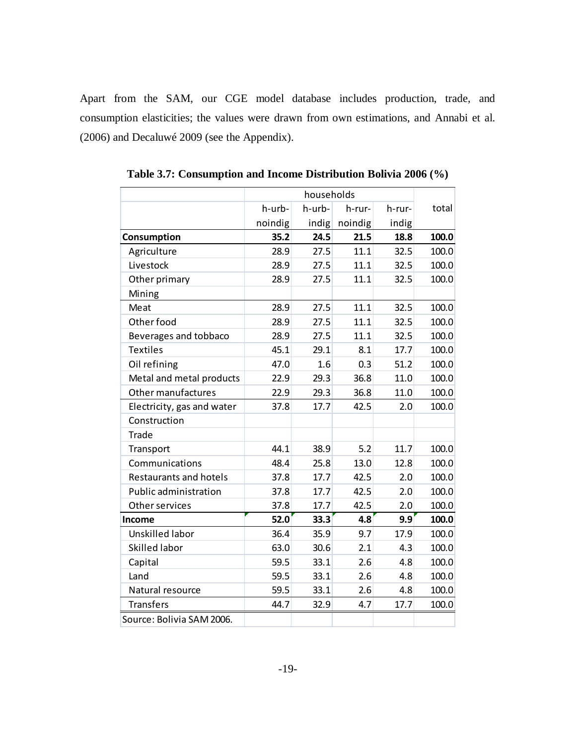Apart from the SAM, our CGE model database includes production, trade, and consumption elasticities; the values were drawn from own estimations, and Annabi et al. (2006) and Decaluwé 2009 (see the Appendix).

**Table 3.7: Consumption and Income Distribution Bolivia 2006 (%)**

| | households | | | | total |
|---|---|---|---|---|---|
| | h-urb-noindig | h-urb-indig | h-rur-noindig | h-rur-indig | |
| **Consumption** | **35.2** | **24.5** | **21.5** | **18.8** | **100.0** |
| Agriculture | 28.9 | 27.5 | 11.1 | 32.5 | 100.0 |
| Livestock | 28.9 | 27.5 | 11.1 | 32.5 | 100.0 |
| Other primary | 28.9 | 27.5 | 11.1 | 32.5 | 100.0 |
| Mining | | | | | |
| Meat | 28.9 | 27.5 | 11.1 | 32.5 | 100.0 |
| Other food | 28.9 | 27.5 | 11.1 | 32.5 | 100.0 |
| Beverages and tobbaco | 28.9 | 27.5 | 11.1 | 32.5 | 100.0 |
| Textiles | 45.1 | 29.1 | 8.1 | 17.7 | 100.0 |
| Oil refining | 47.0 | 1.6 | 0.3 | 51.2 | 100.0 |
| Metal and metal products | 22.9 | 29.3 | 36.8 | 11.0 | 100.0 |
| Other manufactures | 22.9 | 29.3 | 36.8 | 11.0 | 100.0 |
| Electricity, gas and water | 37.8 | 17.7 | 42.5 | 2.0 | 100.0 |
| Construction | | | | | |
| Trade | | | | | |
| Transport | 44.1 | 38.9 | 5.2 | 11.7 | 100.0 |
| Communications | 48.4 | 25.8 | 13.0 | 12.8 | 100.0 |
| Restaurants and hotels | 37.8 | 17.7 | 42.5 | 2.0 | 100.0 |
| Public administration | 37.8 | 17.7 | 42.5 | 2.0 | 100.0 |
| Other services | 37.8 | 17.7 | 42.5 | 2.0 | 100.0 |
| **Income** | **52.0** | **33.3** | **4.8** | **9.9** | **100.0** |
| Unskilled labor | 36.4 | 35.9 | 9.7 | 17.9 | 100.0 |
| Skilled labor | 63.0 | 30.6 | 2.1 | 4.3 | 100.0 |
| Capital | 59.5 | 33.1 | 2.6 | 4.8 | 100.0 |
| Land | 59.5 | 33.1 | 2.6 | 4.8 | 100.0 |
| Natural resource | 59.5 | 33.1 | 2.6 | 4.8 | 100.0 |
| Transfers | 44.7 | 32.9 | 4.7 | 17.7 | 100.0 |

Source: Bolivia SAM 2006.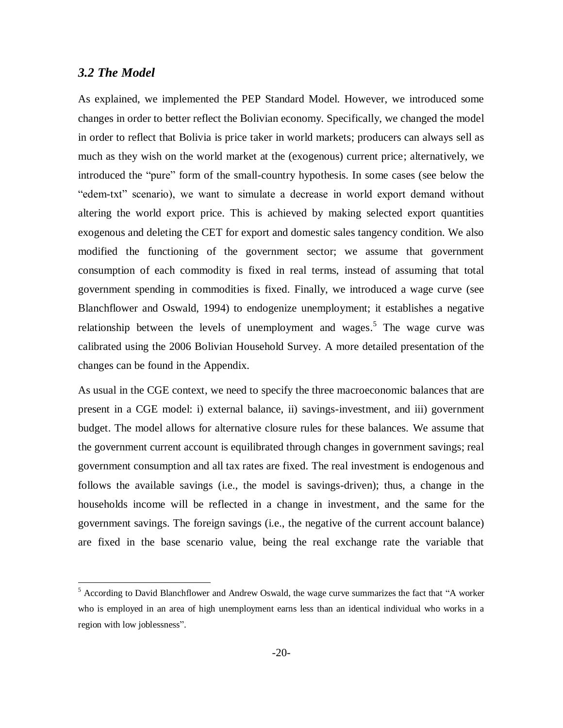### *3.2 The Model*

As explained, we implemented the PEP Standard Model. However, we introduced some changes in order to better reflect the Bolivian economy. Specifically, we changed the model in order to reflect that Bolivia is price taker in world markets; producers can always sell as much as they wish on the world market at the (exogenous) current price; alternatively, we introduced the "pure" form of the small-country hypothesis. In some cases (see below the "edem-txt" scenario), we want to simulate a decrease in world export demand without altering the world export price. This is achieved by making selected export quantities exogenous and deleting the CET for export and domestic sales tangency condition. We also modified the functioning of the government sector; we assume that government consumption of each commodity is fixed in real terms, instead of assuming that total government spending in commodities is fixed. Finally, we introduced a wage curve (see Blanchflower and Oswald, 1994) to endogenize unemployment; it establishes a negative relationship between the levels of unemployment and wages.[5] The wage curve was calibrated using the 2006 Bolivian Household Survey. A more detailed presentation of the changes can be found in the Appendix.

As usual in the CGE context, we need to specify the three macroeconomic balances that are present in a CGE model: i) external balance, ii) savings-investment, and iii) government budget. The model allows for alternative closure rules for these balances. We assume that the government current account is equilibrated through changes in government savings; real government consumption and all tax rates are fixed. The real investment is endogenous and follows the available savings (i.e., the model is savings-driven); thus, a change in the households income will be reflected in a change in investment, and the same for the government savings. The foreign savings (i.e., the negative of the current account balance) are fixed in the base scenario value, being the real exchange rate the variable that

[5] According to David Blanchflower and Andrew Oswald, the wage curve summarizes the fact that "A worker who is employed in an area of high unemployment earns less than an identical individual who works in a region with low joblessness".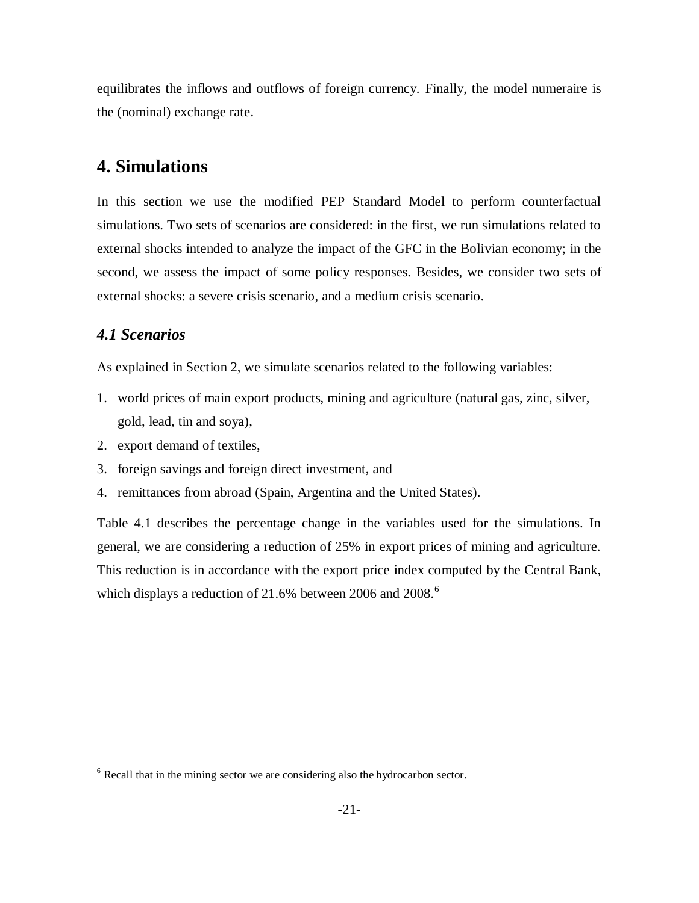equilibrates the inflows and outflows of foreign currency. Finally, the model numeraire is the (nominal) exchange rate.

# 4. Simulations

In this section we use the modified PEP Standard Model to perform counterfactual simulations. Two sets of scenarios are considered: in the first, we run simulations related to external shocks intended to analyze the impact of the GFC in the Bolivian economy; in the second, we assess the impact of some policy responses. Besides, we consider two sets of external shocks: a severe crisis scenario, and a medium crisis scenario.

## *4.1 Scenarios*

As explained in Section 2, we simulate scenarios related to the following variables:

1. world prices of main export products, mining and agriculture (natural gas, zinc, silver, gold, lead, tin and soya),
2. export demand of textiles,
3. foreign savings and foreign direct investment, and
4. remittances from abroad (Spain, Argentina and the United States).

Table 4.1 describes the percentage change in the variables used for the simulations. In general, we are considering a reduction of 25% in export prices of mining and agriculture. This reduction is in accordance with the export price index computed by the Central Bank, which displays a reduction of 21.6% between 2006 and 2008.[6]

[6] Recall that in the mining sector we are considering also the hydrocarbon sector.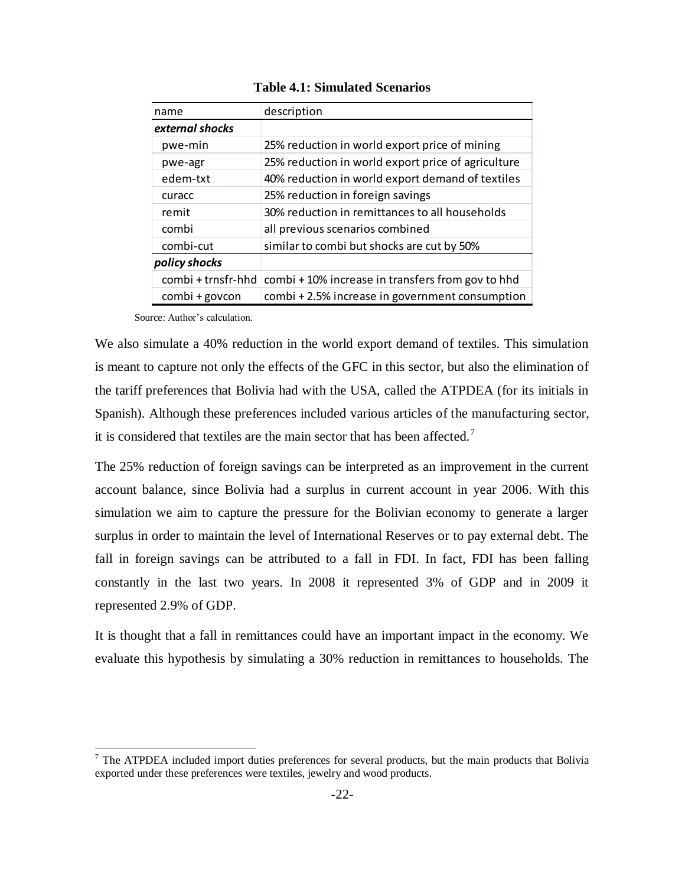**Table 4.1: Simulated Scenarios**

| name | description |
|---|---|
| ***external shocks*** | |
| pwe-min | 25% reduction in world export price of mining |
| pwe-agr | 25% reduction in world export price of agriculture |
| edem-txt | 40% reduction in world export demand of textiles |
| curacc | 25% reduction in foreign savings |
| remit | 30% reduction in remittances to all households |
| combi | all previous scenarios combined |
| combi-cut | similar to combi but shocks are cut by 50% |
| ***policy shocks*** | |
| combi + trnsfr-hhd | combi + 10% increase in transfers from gov to hhd |
| combi + govcon | combi + 2.5% increase in government consumption |

Source: Author's calculation.

We also simulate a 40% reduction in the world export demand of textiles. This simulation is meant to capture not only the effects of the GFC in this sector, but also the elimination of the tariff preferences that Bolivia had with the USA, called the ATPDEA (for its initials in Spanish). Although these preferences included various articles of the manufacturing sector, it is considered that textiles are the main sector that has been affected.[7]

The 25% reduction of foreign savings can be interpreted as an improvement in the current account balance, since Bolivia had a surplus in current account in year 2006. With this simulation we aim to capture the pressure for the Bolivian economy to generate a larger surplus in order to maintain the level of International Reserves or to pay external debt. The fall in foreign savings can be attributed to a fall in FDI. In fact, FDI has been falling constantly in the last two years. In 2008 it represented 3% of GDP and in 2009 it represented 2.9% of GDP.

It is thought that a fall in remittances could have an important impact in the economy. We evaluate this hypothesis by simulating a 30% reduction in remittances to households. The

[7] The ATPDEA included import duties preferences for several products, but the main products that Bolivia exported under these preferences were textiles, jewelry and wood products.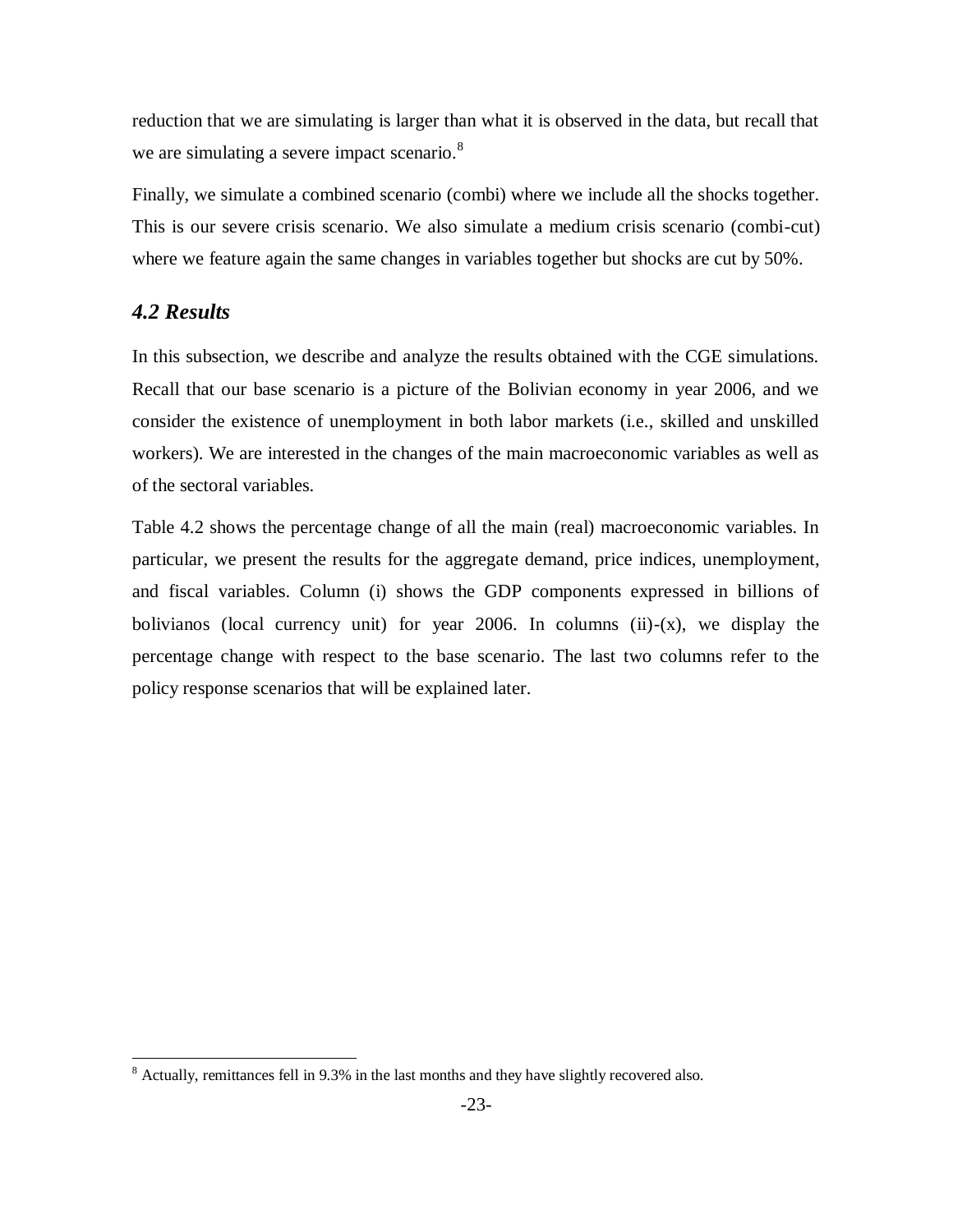reduction that we are simulating is larger than what it is observed in the data, but recall that we are simulating a severe impact scenario.[8]

Finally, we simulate a combined scenario (combi) where we include all the shocks together. This is our severe crisis scenario. We also simulate a medium crisis scenario (combi-cut) where we feature again the same changes in variables together but shocks are cut by 50%.

### *4.2 Results*

In this subsection, we describe and analyze the results obtained with the CGE simulations. Recall that our base scenario is a picture of the Bolivian economy in year 2006, and we consider the existence of unemployment in both labor markets (i.e., skilled and unskilled workers). We are interested in the changes of the main macroeconomic variables as well as of the sectoral variables.

Table 4.2 shows the percentage change of all the main (real) macroeconomic variables. In particular, we present the results for the aggregate demand, price indices, unemployment, and fiscal variables. Column (i) shows the GDP components expressed in billions of bolivianos (local currency unit) for year 2006. In columns (ii)-(x), we display the percentage change with respect to the base scenario. The last two columns refer to the policy response scenarios that will be explained later.

---

[8] Actually, remittances fell in 9.3% in the last months and they have slightly recovered also.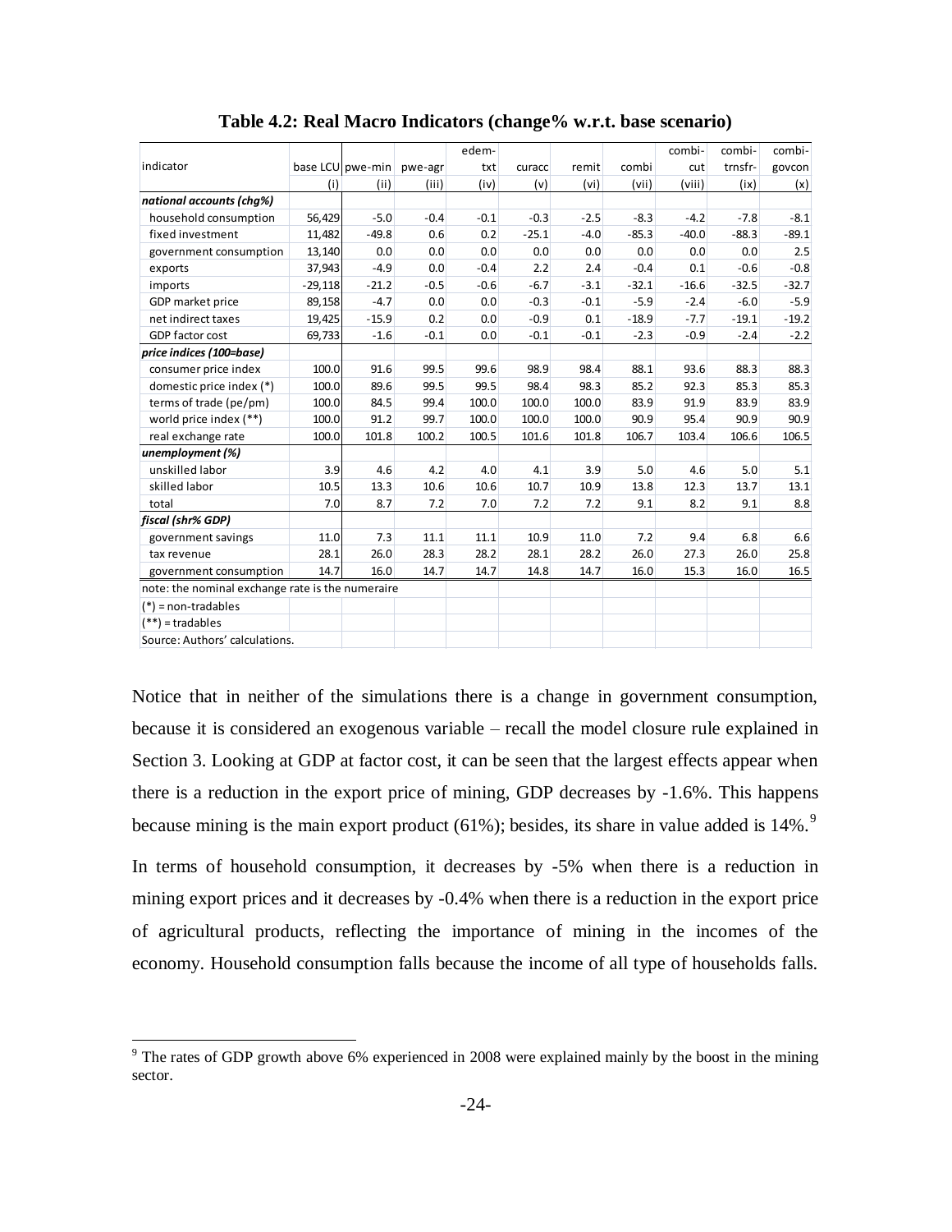**Table 4.2: Real Macro Indicators (change% w.r.t. base scenario)**

| indicator | base LCU | pwe-min | pwe-agr | edem-txt | curacc | remit | combi | combi-cut | combi-trnsfr- | combi-govcon |
|---|---|---|---|---|---|---|---|---|---|---|
| | (i) | (ii) | (iii) | (iv) | (v) | (vi) | (vii) | (viii) | (ix) | (x) |
| ***national accounts (chg%)*** | | | | | | | | | | |
| household consumption | 56,429 | -5.0 | -0.4 | -0.1 | -0.3 | -2.5 | -8.3 | -4.2 | -7.8 | -8.1 |
| fixed investment | 11,482 | -49.8 | 0.6 | 0.2 | -25.1 | -4.0 | -85.3 | -40.0 | -88.3 | -89.1 |
| government consumption | 13,140 | 0.0 | 0.0 | 0.0 | 0.0 | 0.0 | 0.0 | 0.0 | 0.0 | 2.5 |
| exports | 37,943 | -4.9 | 0.0 | -0.4 | 2.2 | 2.4 | -0.4 | 0.1 | -0.6 | -0.8 |
| imports | -29,118 | -21.2 | -0.5 | -0.6 | -6.7 | -3.1 | -32.1 | -16.6 | -32.5 | -32.7 |
| GDP market price | 89,158 | -4.7 | 0.0 | 0.0 | -0.3 | -0.1 | -5.9 | -2.4 | -6.0 | -5.9 |
| net indirect taxes | 19,425 | -15.9 | 0.2 | 0.0 | -0.9 | 0.1 | -18.9 | -7.7 | -19.1 | -19.2 |
| GDP factor cost | 69,733 | -1.6 | -0.1 | 0.0 | -0.1 | -0.1 | -2.3 | -0.9 | -2.4 | -2.2 |
| ***price indices (100=base)*** | | | | | | | | | | |
| consumer price index | 100.0 | 91.6 | 99.5 | 99.6 | 98.9 | 98.4 | 88.1 | 93.6 | 88.3 | 88.3 |
| domestic price index (*) | 100.0 | 89.6 | 99.5 | 99.5 | 98.4 | 98.3 | 85.2 | 92.3 | 85.3 | 85.3 |
| terms of trade (pe/pm) | 100.0 | 84.5 | 99.4 | 100.0 | 100.0 | 100.0 | 83.9 | 91.9 | 83.9 | 83.9 |
| world price index (**) | 100.0 | 91.2 | 99.7 | 100.0 | 100.0 | 100.0 | 90.9 | 95.4 | 90.9 | 90.9 |
| real exchange rate | 100.0 | 101.8 | 100.2 | 100.5 | 101.6 | 101.8 | 106.7 | 103.4 | 106.6 | 106.5 |
| ***unemployment (%)*** | | | | | | | | | | |
| unskilled labor | 3.9 | 4.6 | 4.2 | 4.0 | 4.1 | 3.9 | 5.0 | 4.6 | 5.0 | 5.1 |
| skilled labor | 10.5 | 13.3 | 10.6 | 10.6 | 10.7 | 10.9 | 13.8 | 12.3 | 13.7 | 13.1 |
| total | 7.0 | 8.7 | 7.2 | 7.0 | 7.2 | 7.2 | 9.1 | 8.2 | 9.1 | 8.8 |
| ***fiscal (shr% GDP)*** | | | | | | | | | | |
| government savings | 11.0 | 7.3 | 11.1 | 11.1 | 10.9 | 11.0 | 7.2 | 9.4 | 6.8 | 6.6 |
| tax revenue | 28.1 | 26.0 | 28.3 | 28.2 | 28.1 | 28.2 | 26.0 | 27.3 | 26.0 | 25.8 |
| government consumption | 14.7 | 16.0 | 14.7 | 14.7 | 14.8 | 14.7 | 16.0 | 15.3 | 16.0 | 16.5 |

note: the nominal exchange rate is the numeraire

(*) = non-tradables

(**) = tradables

Source: Authors' calculations.

Notice that in neither of the simulations there is a change in government consumption, because it is considered an exogenous variable – recall the model closure rule explained in Section 3. Looking at GDP at factor cost, it can be seen that the largest effects appear when there is a reduction in the export price of mining, GDP decreases by -1.6%. This happens because mining is the main export product (61%); besides, its share in value added is 14%.[9]

In terms of household consumption, it decreases by -5% when there is a reduction in mining export prices and it decreases by -0.4% when there is a reduction in the export price of agricultural products, reflecting the importance of mining in the incomes of the economy. Household consumption falls because the income of all type of households falls.

[9] The rates of GDP growth above 6% experienced in 2008 were explained mainly by the boost in the mining sector.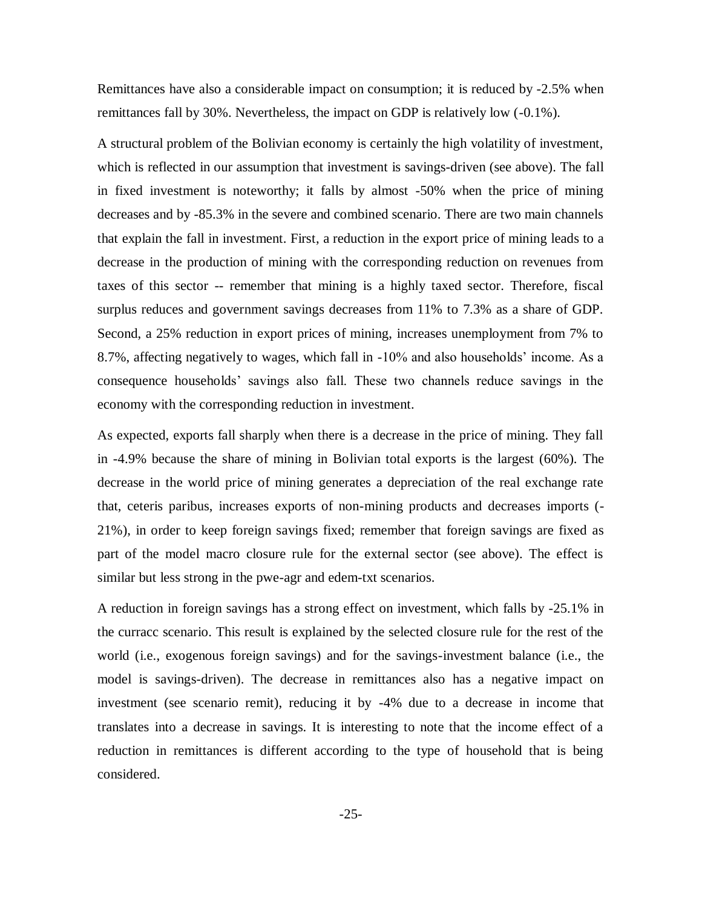Remittances have also a considerable impact on consumption; it is reduced by -2.5% when remittances fall by 30%. Nevertheless, the impact on GDP is relatively low (-0.1%).

A structural problem of the Bolivian economy is certainly the high volatility of investment, which is reflected in our assumption that investment is savings-driven (see above). The fall in fixed investment is noteworthy; it falls by almost -50% when the price of mining decreases and by -85.3% in the severe and combined scenario. There are two main channels that explain the fall in investment. First, a reduction in the export price of mining leads to a decrease in the production of mining with the corresponding reduction on revenues from taxes of this sector -- remember that mining is a highly taxed sector. Therefore, fiscal surplus reduces and government savings decreases from 11% to 7.3% as a share of GDP. Second, a 25% reduction in export prices of mining, increases unemployment from 7% to 8.7%, affecting negatively to wages, which fall in -10% and also households' income. As a consequence households' savings also fall. These two channels reduce savings in the economy with the corresponding reduction in investment.

As expected, exports fall sharply when there is a decrease in the price of mining. They fall in -4.9% because the share of mining in Bolivian total exports is the largest (60%). The decrease in the world price of mining generates a depreciation of the real exchange rate that, ceteris paribus, increases exports of non-mining products and decreases imports (-21%), in order to keep foreign savings fixed; remember that foreign savings are fixed as part of the model macro closure rule for the external sector (see above). The effect is similar but less strong in the pwe-agr and edem-txt scenarios.

A reduction in foreign savings has a strong effect on investment, which falls by -25.1% in the curracc scenario. This result is explained by the selected closure rule for the rest of the world (i.e., exogenous foreign savings) and for the savings-investment balance (i.e., the model is savings-driven). The decrease in remittances also has a negative impact on investment (see scenario remit), reducing it by -4% due to a decrease in income that translates into a decrease in savings. It is interesting to note that the income effect of a reduction in remittances is different according to the type of household that is being considered.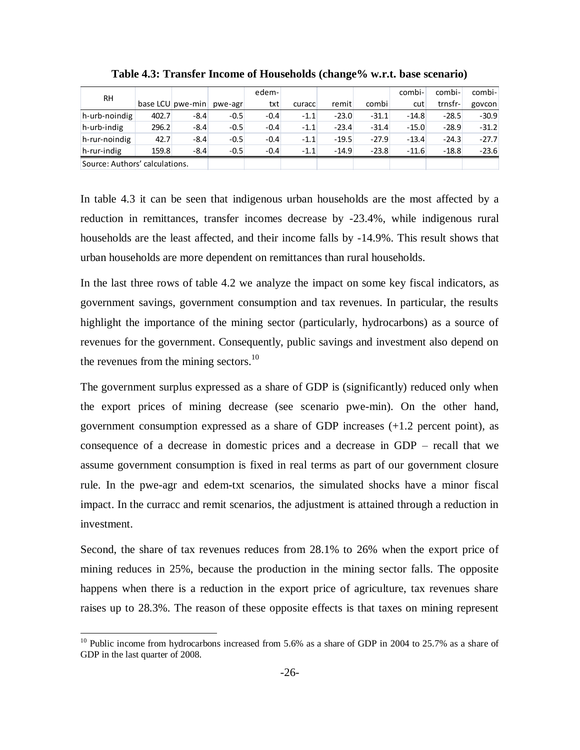**Table 4.3: Transfer Income of Households (change% w.r.t. base scenario)**

| RH | base LCU | pwe-min | pwe-agr | edem-txt | curacc | remit | combi | combi-cut | combi-trnsfr- | combi-govcon |
|---|---|---|---|---|---|---|---|---|---|---|
| h-urb-noindig | 402.7 | -8.4 | -0.5 | -0.4 | -1.1 | -23.0 | -31.1 | -14.8 | -28.5 | -30.9 |
| h-urb-indig | 296.2 | -8.4 | -0.5 | -0.4 | -1.1 | -23.4 | -31.4 | -15.0 | -28.9 | -31.2 |
| h-rur-noindig | 42.7 | -8.4 | -0.5 | -0.4 | -1.1 | -19.5 | -27.9 | -13.4 | -24.3 | -27.7 |
| h-rur-indig | 159.8 | -8.4 | -0.5 | -0.4 | -1.1 | -14.9 | -23.8 | -11.6 | -18.8 | -23.6 |

Source: Authors' calculations.

In table 4.3 it can be seen that indigenous urban households are the most affected by a reduction in remittances, transfer incomes decrease by -23.4%, while indigenous rural households are the least affected, and their income falls by -14.9%. This result shows that urban households are more dependent on remittances than rural households.

In the last three rows of table 4.2 we analyze the impact on some key fiscal indicators, as government savings, government consumption and tax revenues. In particular, the results highlight the importance of the mining sector (particularly, hydrocarbons) as a source of revenues for the government. Consequently, public savings and investment also depend on the revenues from the mining sectors.[10]

The government surplus expressed as a share of GDP is (significantly) reduced only when the export prices of mining decrease (see scenario pwe-min). On the other hand, government consumption expressed as a share of GDP increases (+1.2 percent point), as consequence of a decrease in domestic prices and a decrease in GDP – recall that we assume government consumption is fixed in real terms as part of our government closure rule. In the pwe-agr and edem-txt scenarios, the simulated shocks have a minor fiscal impact. In the curracc and remit scenarios, the adjustment is attained through a reduction in investment.

Second, the share of tax revenues reduces from 28.1% to 26% when the export price of mining reduces in 25%, because the production in the mining sector falls. The opposite happens when there is a reduction in the export price of agriculture, tax revenues share raises up to 28.3%. The reason of these opposite effects is that taxes on mining represent

[10] Public income from hydrocarbons increased from 5.6% as a share of GDP in 2004 to 25.7% as a share of GDP in the last quarter of 2008.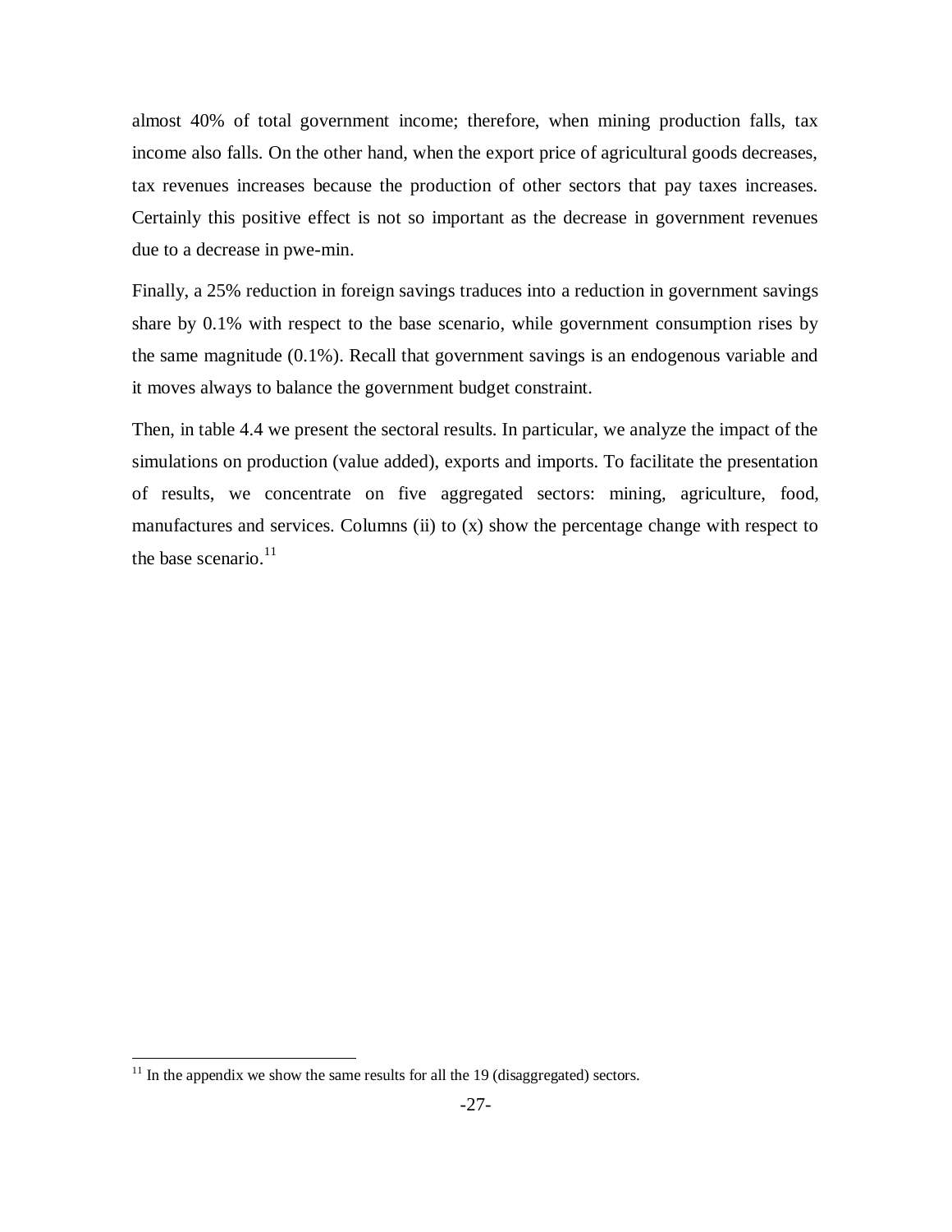almost 40% of total government income; therefore, when mining production falls, tax income also falls. On the other hand, when the export price of agricultural goods decreases, tax revenues increases because the production of other sectors that pay taxes increases. Certainly this positive effect is not so important as the decrease in government revenues due to a decrease in pwe-min.

Finally, a 25% reduction in foreign savings traduces into a reduction in government savings share by 0.1% with respect to the base scenario, while government consumption rises by the same magnitude (0.1%). Recall that government savings is an endogenous variable and it moves always to balance the government budget constraint.

Then, in table 4.4 we present the sectoral results. In particular, we analyze the impact of the simulations on production (value added), exports and imports. To facilitate the presentation of results, we concentrate on five aggregated sectors: mining, agriculture, food, manufactures and services. Columns (ii) to (x) show the percentage change with respect to the base scenario.[11]

[11] In the appendix we show the same results for all the 19 (disaggregated) sectors.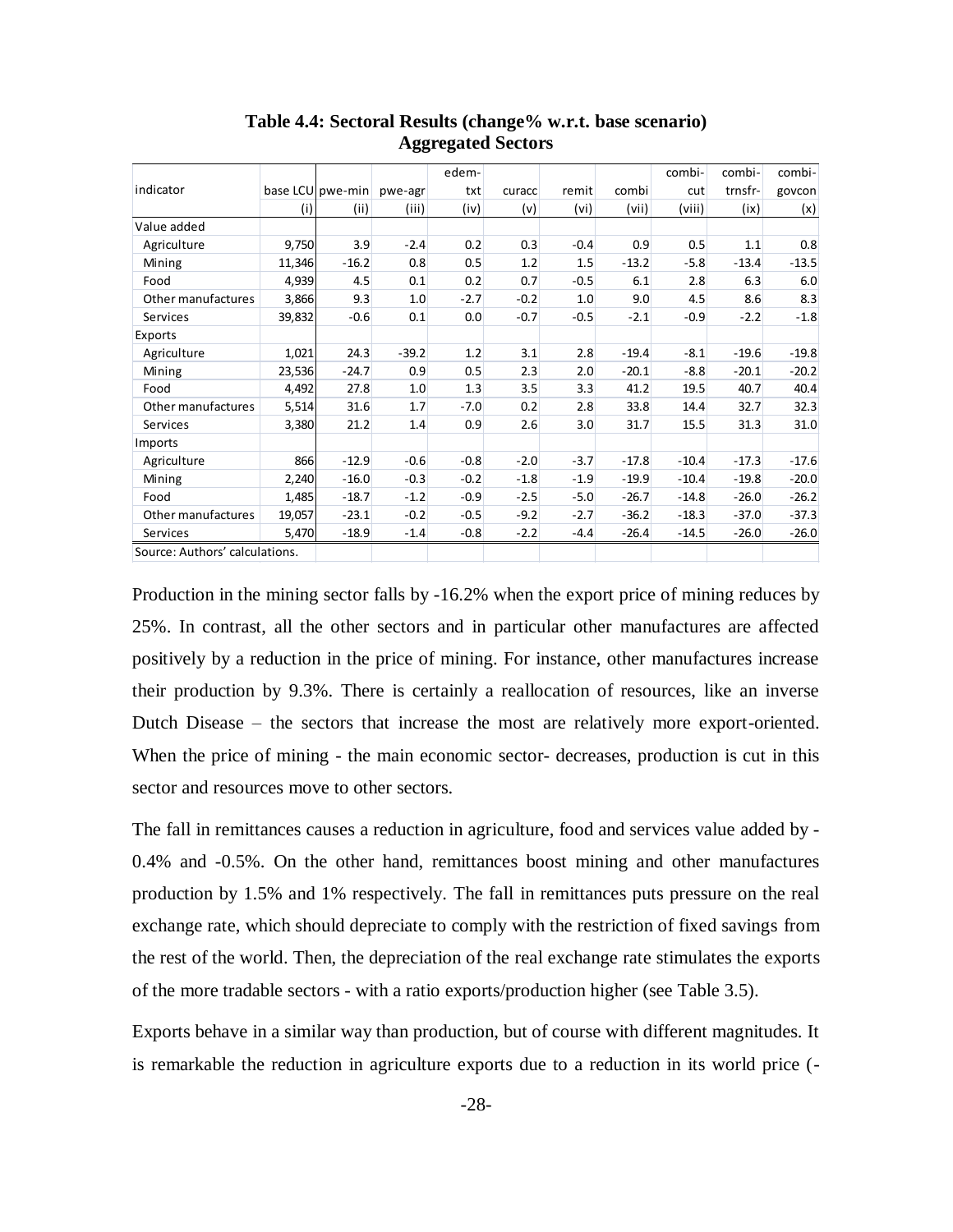**Table 4.4: Sectoral Results (change% w.r.t. base scenario) Aggregated Sectors**

| indicator | base LCU | pwe-min | pwe-agr | edem-txt | curacc | remit | combi | combi-cut | combi-trnsfr- | combi-govcon |
|---|---|---|---|---|---|---|---|---|---|---|
| | (i) | (ii) | (iii) | (iv) | (v) | (vi) | (vii) | (viii) | (ix) | (x) |
| Value added | | | | | | | | | | |
| Agriculture | 9,750 | 3.9 | -2.4 | 0.2 | 0.3 | -0.4 | 0.9 | 0.5 | 1.1 | 0.8 |
| Mining | 11,346 | -16.2 | 0.8 | 0.5 | 1.2 | 1.5 | -13.2 | -5.8 | -13.4 | -13.5 |
| Food | 4,939 | 4.5 | 0.1 | 0.2 | 0.7 | -0.5 | 6.1 | 2.8 | 6.3 | 6.0 |
| Other manufactures | 3,866 | 9.3 | 1.0 | -2.7 | -0.2 | 1.0 | 9.0 | 4.5 | 8.6 | 8.3 |
| Services | 39,832 | -0.6 | 0.1 | 0.0 | -0.7 | -0.5 | -2.1 | -0.9 | -2.2 | -1.8 |
| Exports | | | | | | | | | | |
| Agriculture | 1,021 | 24.3 | -39.2 | 1.2 | 3.1 | 2.8 | -19.4 | -8.1 | -19.6 | -19.8 |
| Mining | 23,536 | -24.7 | 0.9 | 0.5 | 2.3 | 2.0 | -20.1 | -8.8 | -20.1 | -20.2 |
| Food | 4,492 | 27.8 | 1.0 | 1.3 | 3.5 | 3.3 | 41.2 | 19.5 | 40.7 | 40.4 |
| Other manufactures | 5,514 | 31.6 | 1.7 | -7.0 | 0.2 | 2.8 | 33.8 | 14.4 | 32.7 | 32.3 |
| Services | 3,380 | 21.2 | 1.4 | 0.9 | 2.6 | 3.0 | 31.7 | 15.5 | 31.3 | 31.0 |
| Imports | | | | | | | | | | |
| Agriculture | 866 | -12.9 | -0.6 | -0.8 | -2.0 | -3.7 | -17.8 | -10.4 | -17.3 | -17.6 |
| Mining | 2,240 | -16.0 | -0.3 | -0.2 | -1.8 | -1.9 | -19.9 | -10.4 | -19.8 | -20.0 |
| Food | 1,485 | -18.7 | -1.2 | -0.9 | -2.5 | -5.0 | -26.7 | -14.8 | -26.0 | -26.2 |
| Other manufactures | 19,057 | -23.1 | -0.2 | -0.5 | -9.2 | -2.7 | -36.2 | -18.3 | -37.0 | -37.3 |
| Services | 5,470 | -18.9 | -1.4 | -0.8 | -2.2 | -4.4 | -26.4 | -14.5 | -26.0 | -26.0 |

Source: Authors' calculations.

Production in the mining sector falls by -16.2% when the export price of mining reduces by 25%. In contrast, all the other sectors and in particular other manufactures are affected positively by a reduction in the price of mining. For instance, other manufactures increase their production by 9.3%. There is certainly a reallocation of resources, like an inverse Dutch Disease – the sectors that increase the most are relatively more export-oriented. When the price of mining - the main economic sector- decreases, production is cut in this sector and resources move to other sectors.

The fall in remittances causes a reduction in agriculture, food and services value added by -0.4% and -0.5%. On the other hand, remittances boost mining and other manufactures production by 1.5% and 1% respectively. The fall in remittances puts pressure on the real exchange rate, which should depreciate to comply with the restriction of fixed savings from the rest of the world. Then, the depreciation of the real exchange rate stimulates the exports of the more tradable sectors - with a ratio exports/production higher (see Table 3.5).

Exports behave in a similar way than production, but of course with different magnitudes. It is remarkable the reduction in agriculture exports due to a reduction in its world price (-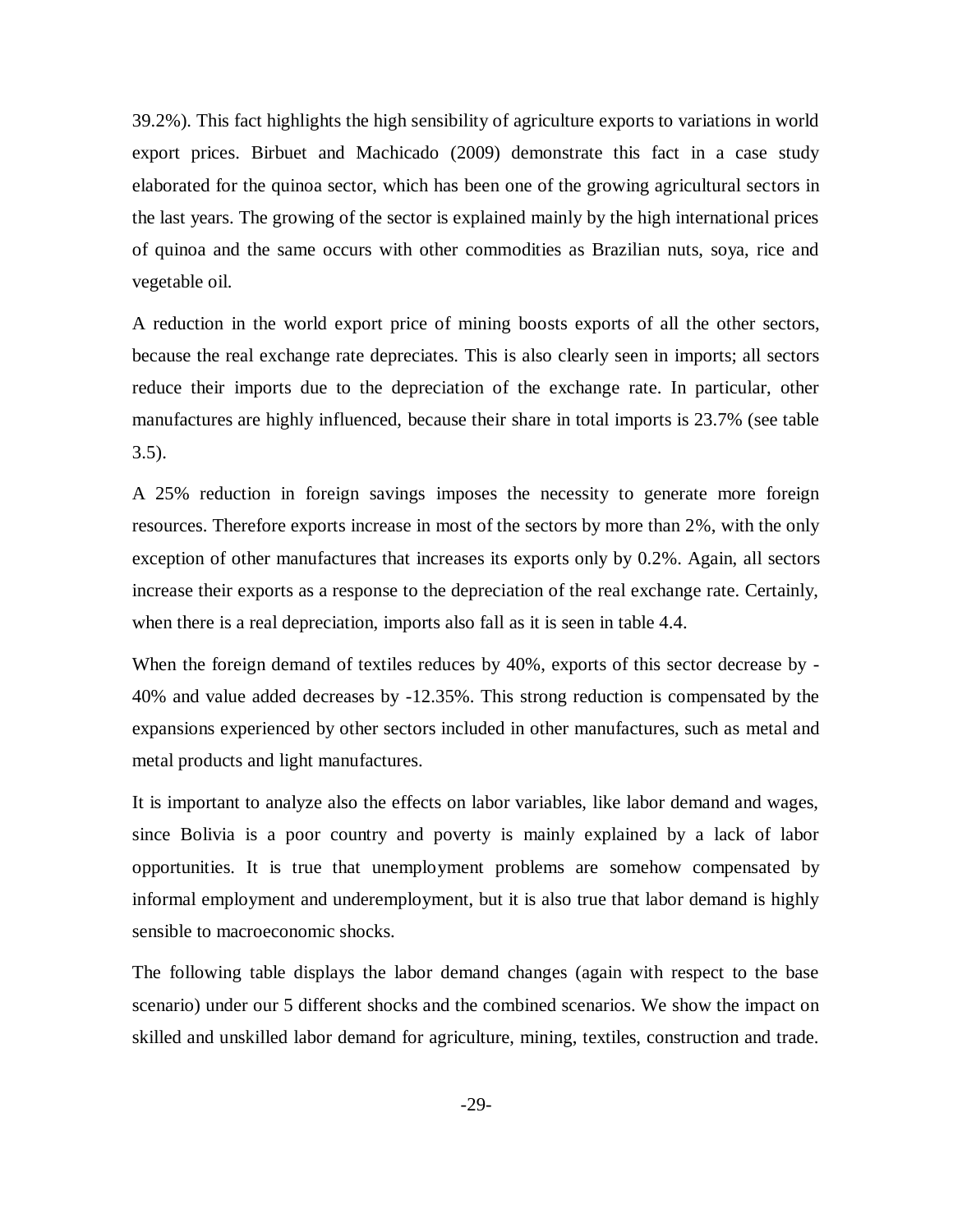39.2%). This fact highlights the high sensibility of agriculture exports to variations in world export prices. Birbuet and Machicado (2009) demonstrate this fact in a case study elaborated for the quinoa sector, which has been one of the growing agricultural sectors in the last years. The growing of the sector is explained mainly by the high international prices of quinoa and the same occurs with other commodities as Brazilian nuts, soya, rice and vegetable oil.

A reduction in the world export price of mining boosts exports of all the other sectors, because the real exchange rate depreciates. This is also clearly seen in imports; all sectors reduce their imports due to the depreciation of the exchange rate. In particular, other manufactures are highly influenced, because their share in total imports is 23.7% (see table 3.5).

A 25% reduction in foreign savings imposes the necessity to generate more foreign resources. Therefore exports increase in most of the sectors by more than 2%, with the only exception of other manufactures that increases its exports only by 0.2%. Again, all sectors increase their exports as a response to the depreciation of the real exchange rate. Certainly, when there is a real depreciation, imports also fall as it is seen in table 4.4.

When the foreign demand of textiles reduces by 40%, exports of this sector decrease by -40% and value added decreases by -12.35%. This strong reduction is compensated by the expansions experienced by other sectors included in other manufactures, such as metal and metal products and light manufactures.

It is important to analyze also the effects on labor variables, like labor demand and wages, since Bolivia is a poor country and poverty is mainly explained by a lack of labor opportunities. It is true that unemployment problems are somehow compensated by informal employment and underemployment, but it is also true that labor demand is highly sensible to macroeconomic shocks.

The following table displays the labor demand changes (again with respect to the base scenario) under our 5 different shocks and the combined scenarios. We show the impact on skilled and unskilled labor demand for agriculture, mining, textiles, construction and trade.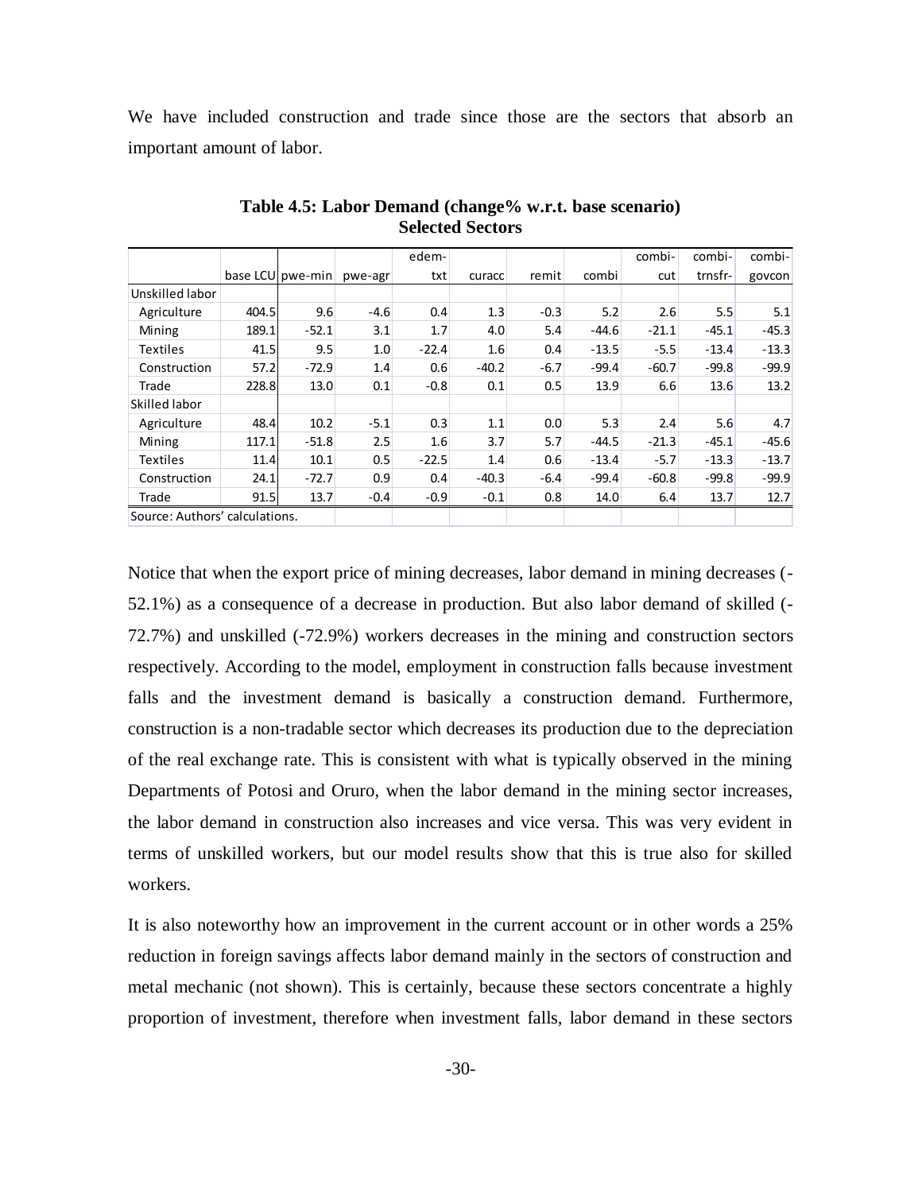We have included construction and trade since those are the sectors that absorb an important amount of labor.

**Table 4.5: Labor Demand (change% w.r.t. base scenario)**
**Selected Sectors**

| | base LCU | pwe-min | pwe-agr | edem-txt | curacc | remit | combi | combi-cut | combi-trnsfr- | combi-govcon |
|---|---|---|---|---|---|---|---|---|---|---|
| Unskilled labor | | | | | | | | | | |
| Agriculture | 404.5 | 9.6 | -4.6 | 0.4 | 1.3 | -0.3 | 5.2 | 2.6 | 5.5 | 5.1 |
| Mining | 189.1 | -52.1 | 3.1 | 1.7 | 4.0 | 5.4 | -44.6 | -21.1 | -45.1 | -45.3 |
| Textiles | 41.5 | 9.5 | 1.0 | -22.4 | 1.6 | 0.4 | -13.5 | -5.5 | -13.4 | -13.3 |
| Construction | 57.2 | -72.9 | 1.4 | 0.6 | -40.2 | -6.7 | -99.4 | -60.7 | -99.8 | -99.9 |
| Trade | 228.8 | 13.0 | 0.1 | -0.8 | 0.1 | 0.5 | 13.9 | 6.6 | 13.6 | 13.2 |
| Skilled labor | | | | | | | | | | |
| Agriculture | 48.4 | 10.2 | -5.1 | 0.3 | 1.1 | 0.0 | 5.3 | 2.4 | 5.6 | 4.7 |
| Mining | 117.1 | -51.8 | 2.5 | 1.6 | 3.7 | 5.7 | -44.5 | -21.3 | -45.1 | -45.6 |
| Textiles | 11.4 | 10.1 | 0.5 | -22.5 | 1.4 | 0.6 | -13.4 | -5.7 | -13.3 | -13.7 |
| Construction | 24.1 | -72.7 | 0.9 | 0.4 | -40.3 | -6.4 | -99.4 | -60.8 | -99.8 | -99.9 |
| Trade | 91.5 | 13.7 | -0.4 | -0.9 | -0.1 | 0.8 | 14.0 | 6.4 | 13.7 | 12.7 |

Source: Authors' calculations.

Notice that when the export price of mining decreases, labor demand in mining decreases (-52.1%) as a consequence of a decrease in production. But also labor demand of skilled (-72.7%) and unskilled (-72.9%) workers decreases in the mining and construction sectors respectively. According to the model, employment in construction falls because investment falls and the investment demand is basically a construction demand. Furthermore, construction is a non-tradable sector which decreases its production due to the depreciation of the real exchange rate. This is consistent with what is typically observed in the mining Departments of Potosi and Oruro, when the labor demand in the mining sector increases, the labor demand in construction also increases and vice versa. This was very evident in terms of unskilled workers, but our model results show that this is true also for skilled workers.

It is also noteworthy how an improvement in the current account or in other words a 25% reduction in foreign savings affects labor demand mainly in the sectors of construction and metal mechanic (not shown). This is certainly, because these sectors concentrate a highly proportion of investment, therefore when investment falls, labor demand in these sectors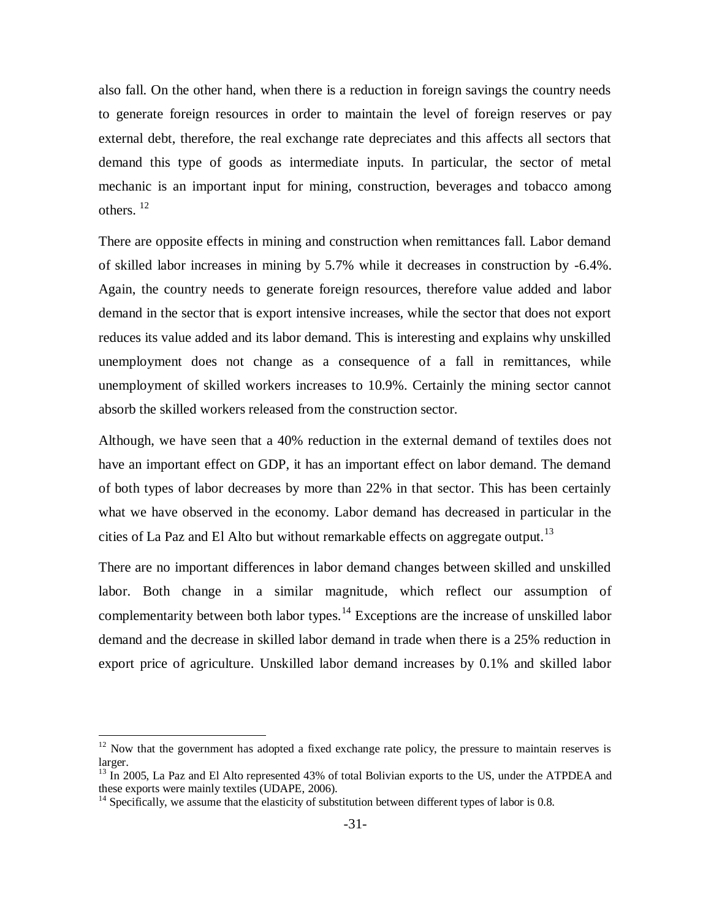also fall. On the other hand, when there is a reduction in foreign savings the country needs to generate foreign resources in order to maintain the level of foreign reserves or pay external debt, therefore, the real exchange rate depreciates and this affects all sectors that demand this type of goods as intermediate inputs. In particular, the sector of metal mechanic is an important input for mining, construction, beverages and tobacco among others. [12]

There are opposite effects in mining and construction when remittances fall. Labor demand of skilled labor increases in mining by 5.7% while it decreases in construction by -6.4%. Again, the country needs to generate foreign resources, therefore value added and labor demand in the sector that is export intensive increases, while the sector that does not export reduces its value added and its labor demand. This is interesting and explains why unskilled unemployment does not change as a consequence of a fall in remittances, while unemployment of skilled workers increases to 10.9%. Certainly the mining sector cannot absorb the skilled workers released from the construction sector.

Although, we have seen that a 40% reduction in the external demand of textiles does not have an important effect on GDP, it has an important effect on labor demand. The demand of both types of labor decreases by more than 22% in that sector. This has been certainly what we have observed in the economy. Labor demand has decreased in particular in the cities of La Paz and El Alto but without remarkable effects on aggregate output.[13]

There are no important differences in labor demand changes between skilled and unskilled labor. Both change in a similar magnitude, which reflect our assumption of complementarity between both labor types.[14] Exceptions are the increase of unskilled labor demand and the decrease in skilled labor demand in trade when there is a 25% reduction in export price of agriculture. Unskilled labor demand increases by 0.1% and skilled labor

---

[12] Now that the government has adopted a fixed exchange rate policy, the pressure to maintain reserves is larger.

[13] In 2005, La Paz and El Alto represented 43% of total Bolivian exports to the US, under the ATPDEA and these exports were mainly textiles (UDAPE, 2006).

[14] Specifically, we assume that the elasticity of substitution between different types of labor is 0.8.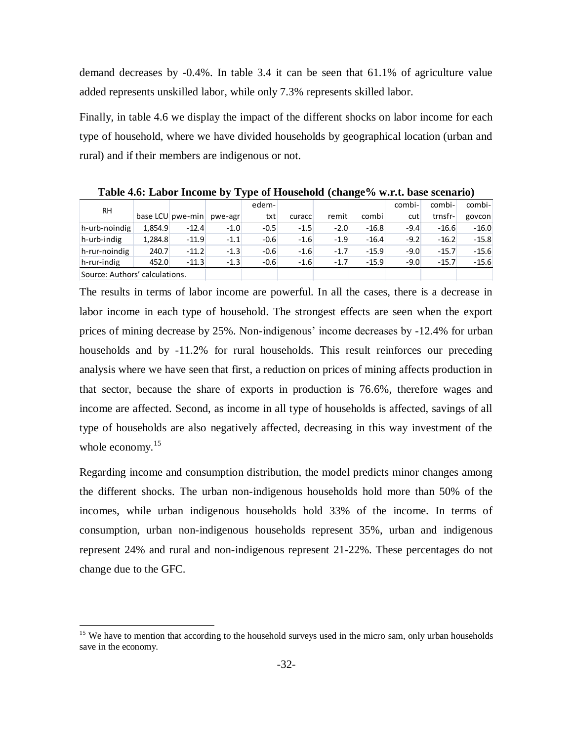demand decreases by -0.4%. In table 3.4 it can be seen that 61.1% of agriculture value added represents unskilled labor, while only 7.3% represents skilled labor.

Finally, in table 4.6 we display the impact of the different shocks on labor income for each type of household, where we have divided households by geographical location (urban and rural) and if their members are indigenous or not.

**Table 4.6: Labor Income by Type of Household (change% w.r.t. base scenario)**

| RH | base LCU | pwe-min | pwe-agr | edem-txt | curacc | remit | combi | combi-cut | combi-trnsfr- | combi-govcon |
|---|---|---|---|---|---|---|---|---|---|---|
| h-urb-noindig | 1,854.9 | -12.4 | -1.0 | -0.5 | -1.5 | -2.0 | -16.8 | -9.4 | -16.6 | -16.0 |
| h-urb-indig | 1,284.8 | -11.9 | -1.1 | -0.6 | -1.6 | -1.9 | -16.4 | -9.2 | -16.2 | -15.8 |
| h-rur-noindig | 240.7 | -11.2 | -1.3 | -0.6 | -1.6 | -1.7 | -15.9 | -9.0 | -15.7 | -15.6 |
| h-rur-indig | 452.0 | -11.3 | -1.3 | -0.6 | -1.6 | -1.7 | -15.9 | -9.0 | -15.7 | -15.6 |

Source: Authors' calculations.

The results in terms of labor income are powerful. In all the cases, there is a decrease in labor income in each type of household. The strongest effects are seen when the export prices of mining decrease by 25%. Non-indigenous' income decreases by -12.4% for urban households and by -11.2% for rural households. This result reinforces our preceding analysis where we have seen that first, a reduction on prices of mining affects production in that sector, because the share of exports in production is 76.6%, therefore wages and income are affected. Second, as income in all type of households is affected, savings of all type of households are also negatively affected, decreasing in this way investment of the whole economy.[15]

Regarding income and consumption distribution, the model predicts minor changes among the different shocks. The urban non-indigenous households hold more than 50% of the incomes, while urban indigenous households hold 33% of the income. In terms of consumption, urban non-indigenous households represent 35%, urban and indigenous represent 24% and rural and non-indigenous represent 21-22%. These percentages do not change due to the GFC.

[15] We have to mention that according to the household surveys used in the micro sam, only urban households save in the economy.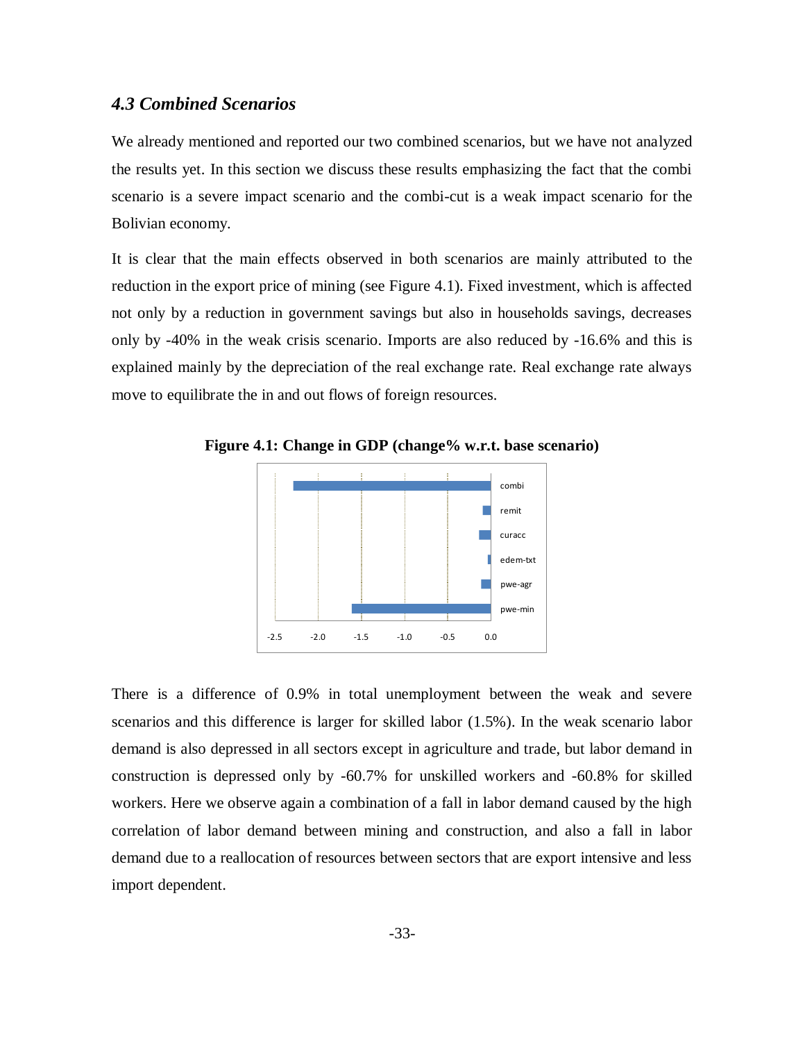### *4.3 Combined Scenarios*

We already mentioned and reported our two combined scenarios, but we have not analyzed the results yet. In this section we discuss these results emphasizing the fact that the combi scenario is a severe impact scenario and the combi-cut is a weak impact scenario for the Bolivian economy.

It is clear that the main effects observed in both scenarios are mainly attributed to the reduction in the export price of mining (see Figure 4.1). Fixed investment, which is affected not only by a reduction in government savings but also in households savings, decreases only by -40% in the weak crisis scenario. Imports are also reduced by -16.6% and this is explained mainly by the depreciation of the real exchange rate. Real exchange rate always move to equilibrate the in and out flows of foreign resources.

**Figure 4.1: Change in GDP (change% w.r.t. base scenario)**

There is a difference of 0.9% in total unemployment between the weak and severe scenarios and this difference is larger for skilled labor (1.5%). In the weak scenario labor demand is also depressed in all sectors except in agriculture and trade, but labor demand in construction is depressed only by -60.7% for unskilled workers and -60.8% for skilled workers. Here we observe again a combination of a fall in labor demand caused by the high correlation of labor demand between mining and construction, and also a fall in labor demand due to a reallocation of resources between sectors that are export intensive and less import dependent.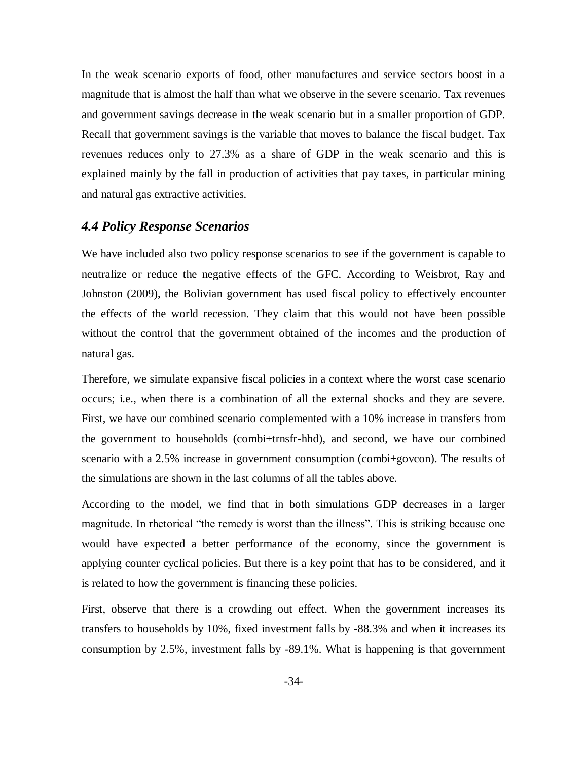In the weak scenario exports of food, other manufactures and service sectors boost in a magnitude that is almost the half than what we observe in the severe scenario. Tax revenues and government savings decrease in the weak scenario but in a smaller proportion of GDP. Recall that government savings is the variable that moves to balance the fiscal budget. Tax revenues reduces only to 27.3% as a share of GDP in the weak scenario and this is explained mainly by the fall in production of activities that pay taxes, in particular mining and natural gas extractive activities.

### *4.4 Policy Response Scenarios*

We have included also two policy response scenarios to see if the government is capable to neutralize or reduce the negative effects of the GFC. According to Weisbrot, Ray and Johnston (2009), the Bolivian government has used fiscal policy to effectively encounter the effects of the world recession. They claim that this would not have been possible without the control that the government obtained of the incomes and the production of natural gas.

Therefore, we simulate expansive fiscal policies in a context where the worst case scenario occurs; i.e., when there is a combination of all the external shocks and they are severe. First, we have our combined scenario complemented with a 10% increase in transfers from the government to households (combi+trnsfr-hhd), and second, we have our combined scenario with a 2.5% increase in government consumption (combi+govcon). The results of the simulations are shown in the last columns of all the tables above.

According to the model, we find that in both simulations GDP decreases in a larger magnitude. In rhetorical "the remedy is worst than the illness". This is striking because one would have expected a better performance of the economy, since the government is applying counter cyclical policies. But there is a key point that has to be considered, and it is related to how the government is financing these policies.

First, observe that there is a crowding out effect. When the government increases its transfers to households by 10%, fixed investment falls by -88.3% and when it increases its consumption by 2.5%, investment falls by -89.1%. What is happening is that government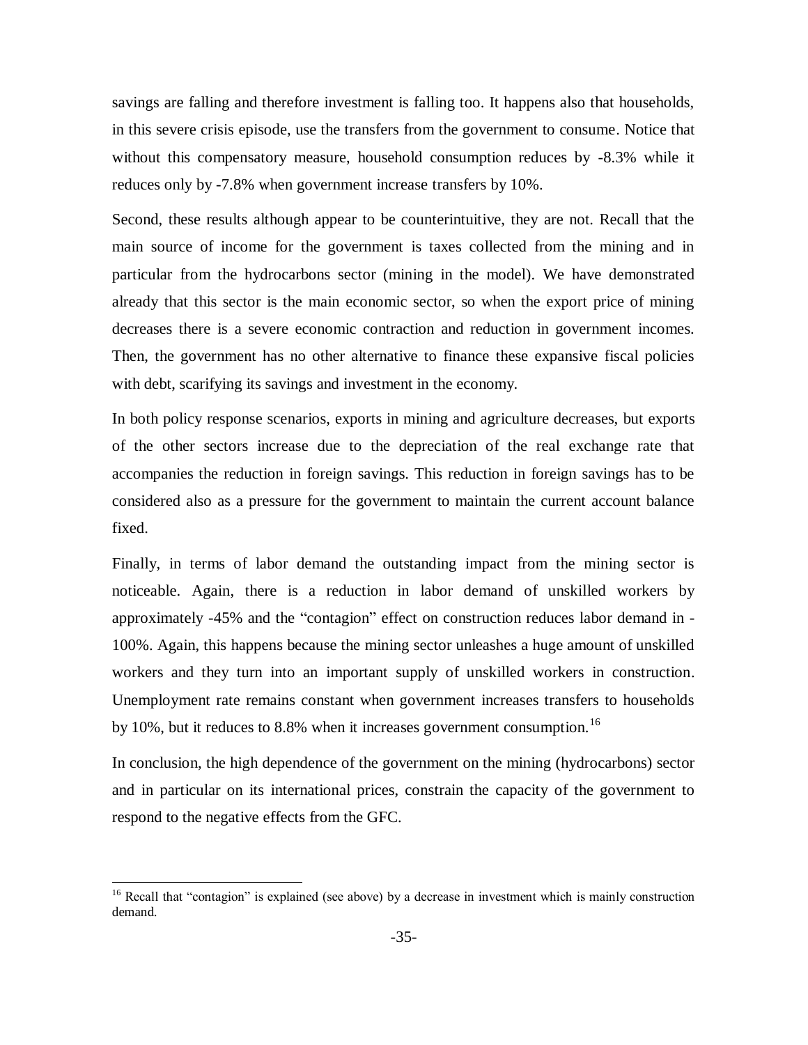savings are falling and therefore investment is falling too. It happens also that households, in this severe crisis episode, use the transfers from the government to consume. Notice that without this compensatory measure, household consumption reduces by -8.3% while it reduces only by -7.8% when government increase transfers by 10%.

Second, these results although appear to be counterintuitive, they are not. Recall that the main source of income for the government is taxes collected from the mining and in particular from the hydrocarbons sector (mining in the model). We have demonstrated already that this sector is the main economic sector, so when the export price of mining decreases there is a severe economic contraction and reduction in government incomes. Then, the government has no other alternative to finance these expansive fiscal policies with debt, scarifying its savings and investment in the economy.

In both policy response scenarios, exports in mining and agriculture decreases, but exports of the other sectors increase due to the depreciation of the real exchange rate that accompanies the reduction in foreign savings. This reduction in foreign savings has to be considered also as a pressure for the government to maintain the current account balance fixed.

Finally, in terms of labor demand the outstanding impact from the mining sector is noticeable. Again, there is a reduction in labor demand of unskilled workers by approximately -45% and the "contagion" effect on construction reduces labor demand in -100%. Again, this happens because the mining sector unleashes a huge amount of unskilled workers and they turn into an important supply of unskilled workers in construction. Unemployment rate remains constant when government increases transfers to households by 10%, but it reduces to 8.8% when it increases government consumption.[16]

In conclusion, the high dependence of the government on the mining (hydrocarbons) sector and in particular on its international prices, constrain the capacity of the government to respond to the negative effects from the GFC.

[16] Recall that "contagion" is explained (see above) by a decrease in investment which is mainly construction demand.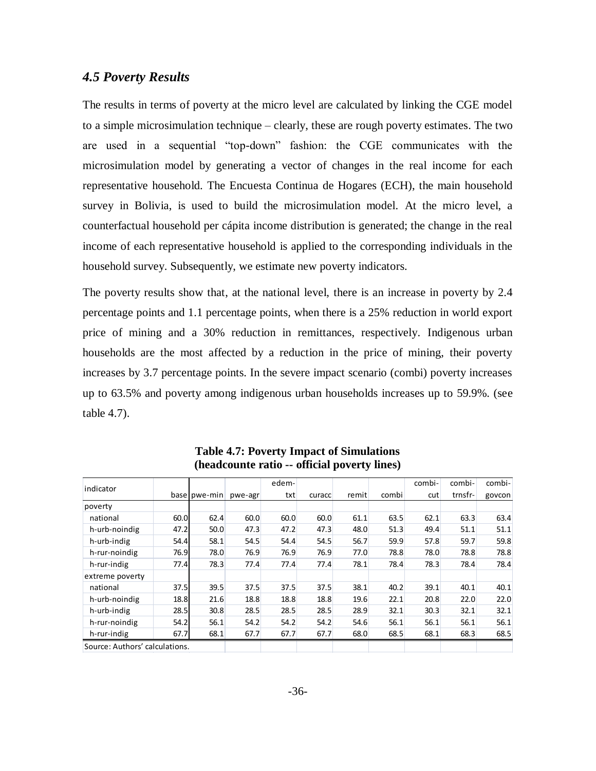### *4.5 Poverty Results*

The results in terms of poverty at the micro level are calculated by linking the CGE model to a simple microsimulation technique – clearly, these are rough poverty estimates. The two are used in a sequential "top-down" fashion: the CGE communicates with the microsimulation model by generating a vector of changes in the real income for each representative household. The Encuesta Continua de Hogares (ECH), the main household survey in Bolivia, is used to build the microsimulation model. At the micro level, a counterfactual household per cápita income distribution is generated; the change in the real income of each representative household is applied to the corresponding individuals in the household survey. Subsequently, we estimate new poverty indicators.

The poverty results show that, at the national level, there is an increase in poverty by 2.4 percentage points and 1.1 percentage points, when there is a 25% reduction in world export price of mining and a 30% reduction in remittances, respectively. Indigenous urban households are the most affected by a reduction in the price of mining, their poverty increases by 3.7 percentage points. In the severe impact scenario (combi) poverty increases up to 63.5% and poverty among indigenous urban households increases up to 59.9%. (see table 4.7).

**Table 4.7: Poverty Impact of Simulations (headcounte ratio -- official poverty lines)**

| indicator | base | pwe-min | pwe-agr | edem-txt | curacc | remit | combi | combi-cut | combi-trnsfr- | combi-govcon |
|---|---|---|---|---|---|---|---|---|---|---|
| poverty | | | | | | | | | | |
| national | 60.0 | 62.4 | 60.0 | 60.0 | 60.0 | 61.1 | 63.5 | 62.1 | 63.3 | 63.4 |
| h-urb-noindig | 47.2 | 50.0 | 47.3 | 47.2 | 47.3 | 48.0 | 51.3 | 49.4 | 51.1 | 51.1 |
| h-urb-indig | 54.4 | 58.1 | 54.5 | 54.4 | 54.5 | 56.7 | 59.9 | 57.8 | 59.7 | 59.8 |
| h-rur-noindig | 76.9 | 78.0 | 76.9 | 76.9 | 76.9 | 77.0 | 78.8 | 78.0 | 78.8 | 78.8 |
| h-rur-indig | 77.4 | 78.3 | 77.4 | 77.4 | 77.4 | 78.1 | 78.4 | 78.3 | 78.4 | 78.4 |
| extreme poverty | | | | | | | | | | |
| national | 37.5 | 39.5 | 37.5 | 37.5 | 37.5 | 38.1 | 40.2 | 39.1 | 40.1 | 40.1 |
| h-urb-noindig | 18.8 | 21.6 | 18.8 | 18.8 | 18.8 | 19.6 | 22.1 | 20.8 | 22.0 | 22.0 |
| h-urb-indig | 28.5 | 30.8 | 28.5 | 28.5 | 28.5 | 28.9 | 32.1 | 30.3 | 32.1 | 32.1 |
| h-rur-noindig | 54.2 | 56.1 | 54.2 | 54.2 | 54.2 | 54.6 | 56.1 | 56.1 | 56.1 | 56.1 |
| h-rur-indig | 67.7 | 68.1 | 67.7 | 67.7 | 67.7 | 68.0 | 68.5 | 68.1 | 68.3 | 68.5 |

Source: Authors' calculations.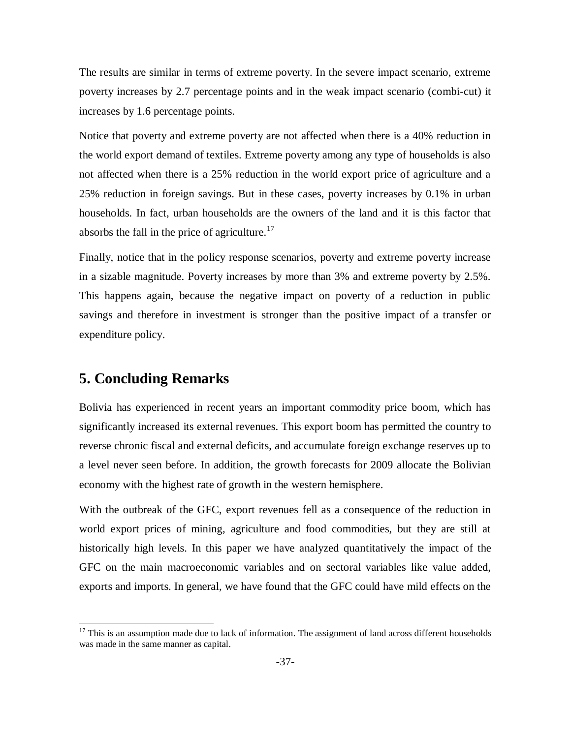The results are similar in terms of extreme poverty. In the severe impact scenario, extreme poverty increases by 2.7 percentage points and in the weak impact scenario (combi-cut) it increases by 1.6 percentage points.

Notice that poverty and extreme poverty are not affected when there is a 40% reduction in the world export demand of textiles. Extreme poverty among any type of households is also not affected when there is a 25% reduction in the world export price of agriculture and a 25% reduction in foreign savings. But in these cases, poverty increases by 0.1% in urban households. In fact, urban households are the owners of the land and it is this factor that absorbs the fall in the price of agriculture.[17]

Finally, notice that in the policy response scenarios, poverty and extreme poverty increase in a sizable magnitude. Poverty increases by more than 3% and extreme poverty by 2.5%. This happens again, because the negative impact on poverty of a reduction in public savings and therefore in investment is stronger than the positive impact of a transfer or expenditure policy.

## 5. Concluding Remarks

Bolivia has experienced in recent years an important commodity price boom, which has significantly increased its external revenues. This export boom has permitted the country to reverse chronic fiscal and external deficits, and accumulate foreign exchange reserves up to a level never seen before. In addition, the growth forecasts for 2009 allocate the Bolivian economy with the highest rate of growth in the western hemisphere.

With the outbreak of the GFC, export revenues fell as a consequence of the reduction in world export prices of mining, agriculture and food commodities, but they are still at historically high levels. In this paper we have analyzed quantitatively the impact of the GFC on the main macroeconomic variables and on sectoral variables like value added, exports and imports. In general, we have found that the GFC could have mild effects on the

---

[17] This is an assumption made due to lack of information. The assignment of land across different households was made in the same manner as capital.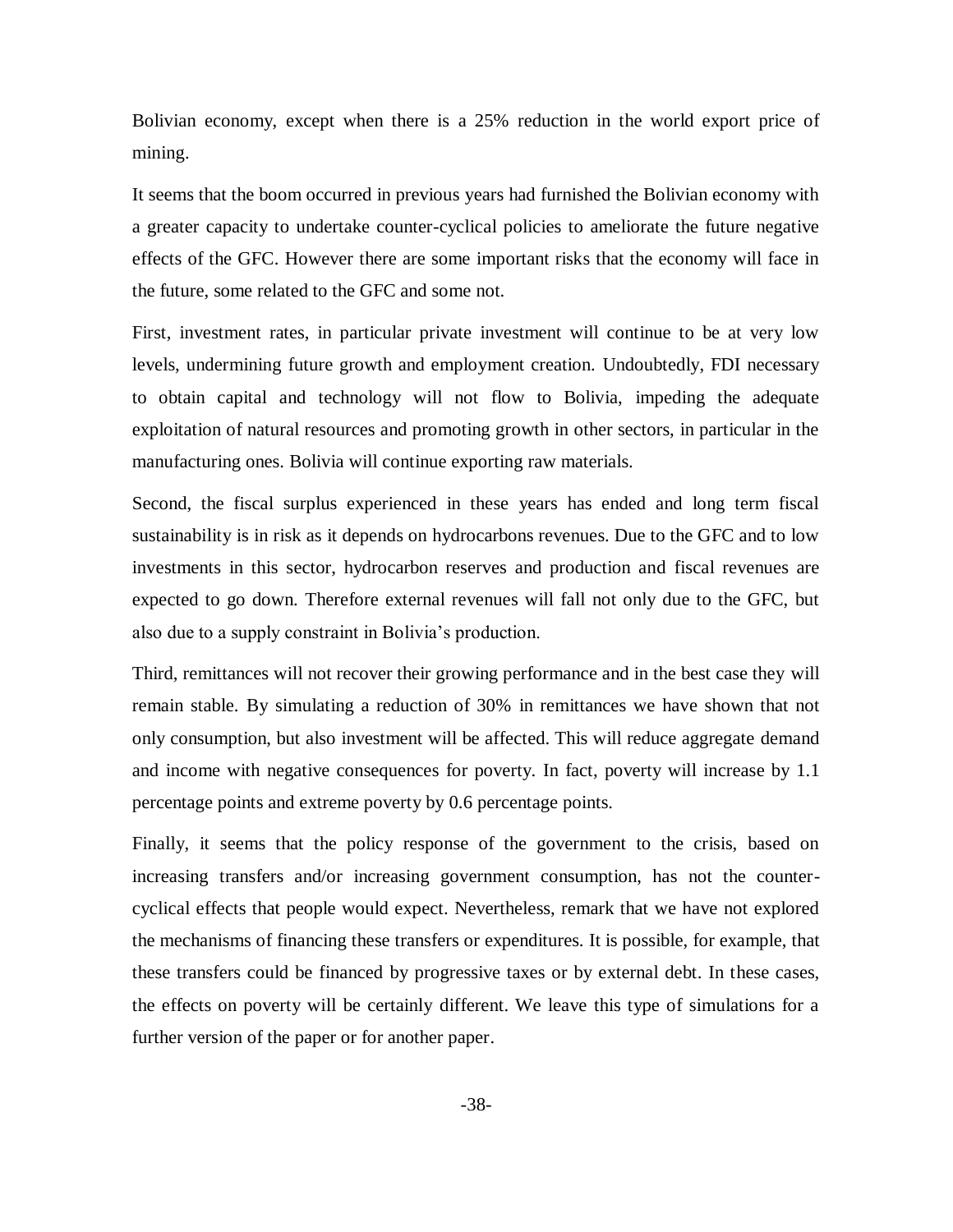Bolivian economy, except when there is a 25% reduction in the world export price of mining.

It seems that the boom occurred in previous years had furnished the Bolivian economy with a greater capacity to undertake counter-cyclical policies to ameliorate the future negative effects of the GFC. However there are some important risks that the economy will face in the future, some related to the GFC and some not.

First, investment rates, in particular private investment will continue to be at very low levels, undermining future growth and employment creation. Undoubtedly, FDI necessary to obtain capital and technology will not flow to Bolivia, impeding the adequate exploitation of natural resources and promoting growth in other sectors, in particular in the manufacturing ones. Bolivia will continue exporting raw materials.

Second, the fiscal surplus experienced in these years has ended and long term fiscal sustainability is in risk as it depends on hydrocarbons revenues. Due to the GFC and to low investments in this sector, hydrocarbon reserves and production and fiscal revenues are expected to go down. Therefore external revenues will fall not only due to the GFC, but also due to a supply constraint in Bolivia's production.

Third, remittances will not recover their growing performance and in the best case they will remain stable. By simulating a reduction of 30% in remittances we have shown that not only consumption, but also investment will be affected. This will reduce aggregate demand and income with negative consequences for poverty. In fact, poverty will increase by 1.1 percentage points and extreme poverty by 0.6 percentage points.

Finally, it seems that the policy response of the government to the crisis, based on increasing transfers and/or increasing government consumption, has not the counter-cyclical effects that people would expect. Nevertheless, remark that we have not explored the mechanisms of financing these transfers or expenditures. It is possible, for example, that these transfers could be financed by progressive taxes or by external debt. In these cases, the effects on poverty will be certainly different. We leave this type of simulations for a further version of the paper or for another paper.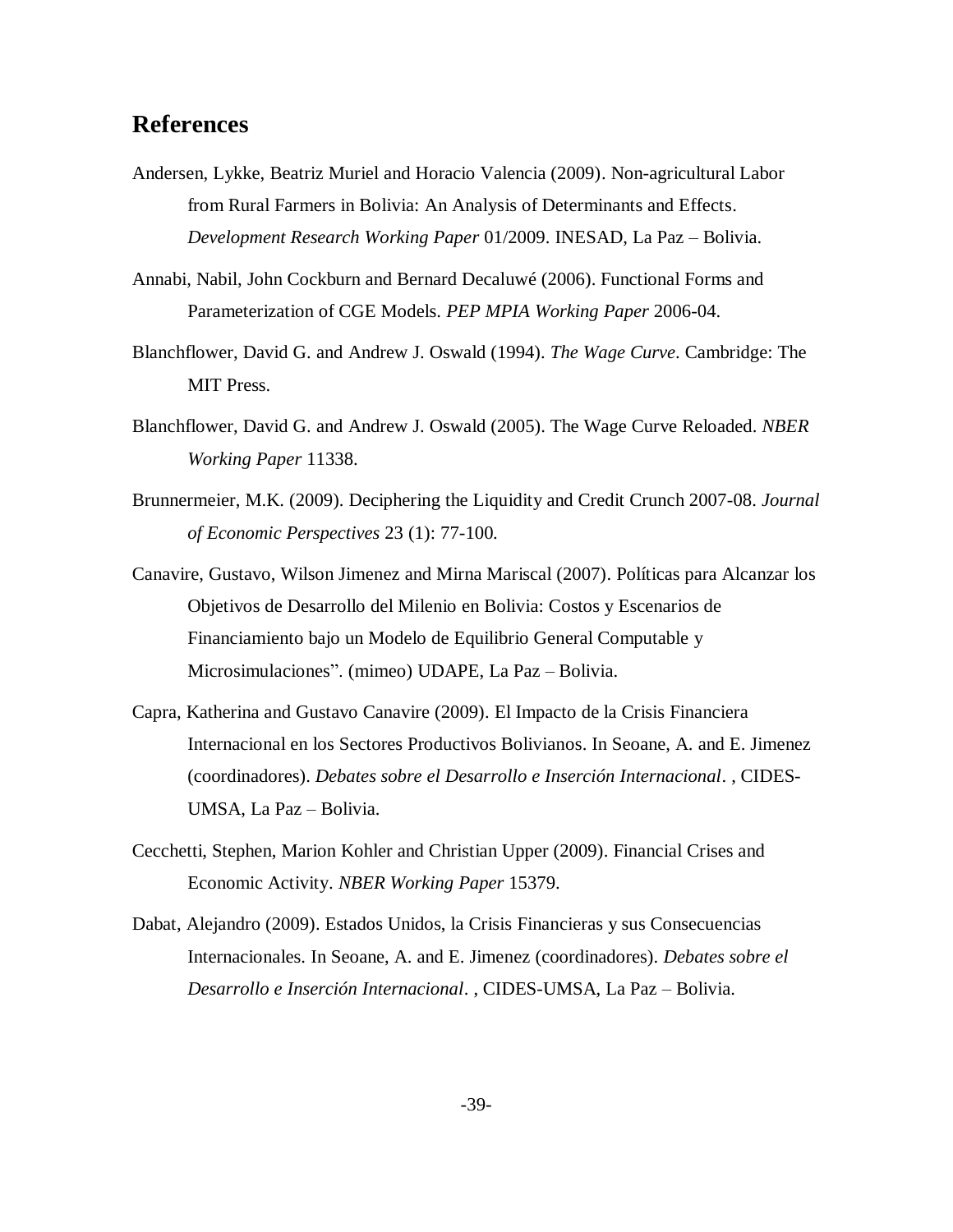## References

Andersen, Lykke, Beatriz Muriel and Horacio Valencia (2009). Non-agricultural Labor from Rural Farmers in Bolivia: An Analysis of Determinants and Effects. *Development Research Working Paper* 01/2009. INESAD, La Paz – Bolivia.

Annabi, Nabil, John Cockburn and Bernard Decaluwé (2006). Functional Forms and Parameterization of CGE Models. *PEP MPIA Working Paper* 2006-04.

Blanchflower, David G. and Andrew J. Oswald (1994). *The Wage Curve*. Cambridge: The MIT Press.

Blanchflower, David G. and Andrew J. Oswald (2005). The Wage Curve Reloaded. *NBER Working Paper* 11338.

Brunnermeier, M.K. (2009). Deciphering the Liquidity and Credit Crunch 2007-08. *Journal of Economic Perspectives* 23 (1): 77-100.

Canavire, Gustavo, Wilson Jimenez and Mirna Mariscal (2007). Políticas para Alcanzar los Objetivos de Desarrollo del Milenio en Bolivia: Costos y Escenarios de Financiamiento bajo un Modelo de Equilibrio General Computable y Microsimulaciones". (mimeo) UDAPE, La Paz – Bolivia.

Capra, Katherina and Gustavo Canavire (2009). El Impacto de la Crisis Financiera Internacional en los Sectores Productivos Bolivianos. In Seoane, A. and E. Jimenez (coordinadores). *Debates sobre el Desarrollo e Inserción Internacional*. , CIDES-UMSA, La Paz – Bolivia.

Cecchetti, Stephen, Marion Kohler and Christian Upper (2009). Financial Crises and Economic Activity. *NBER Working Paper* 15379.

Dabat, Alejandro (2009). Estados Unidos, la Crisis Financieras y sus Consecuencias Internacionales. In Seoane, A. and E. Jimenez (coordinadores). *Debates sobre el Desarrollo e Inserción Internacional*. , CIDES-UMSA, La Paz – Bolivia.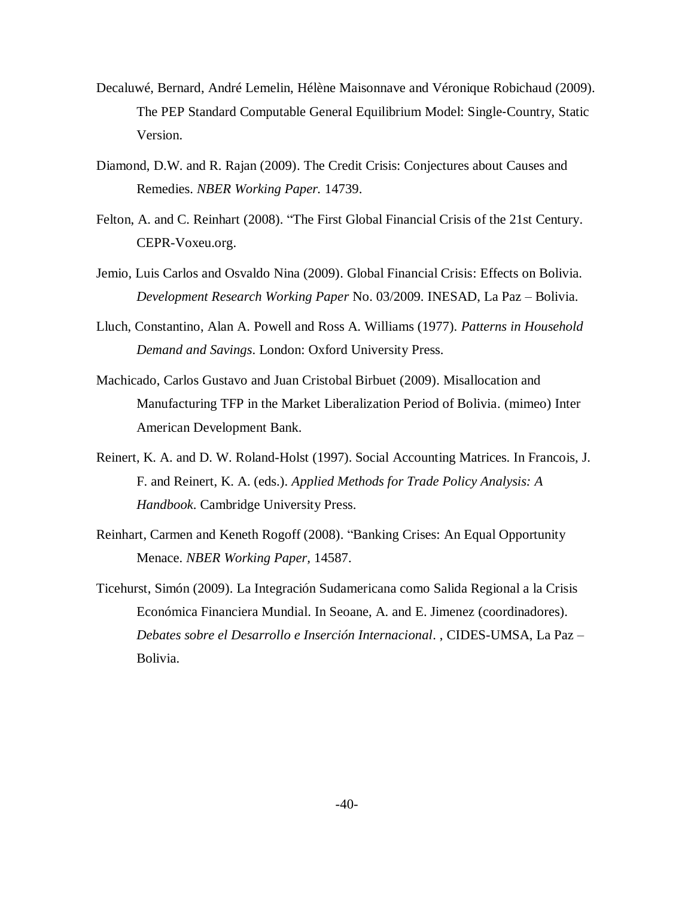Decaluwé, Bernard, André Lemelin, Hélène Maisonnave and Véronique Robichaud (2009). The PEP Standard Computable General Equilibrium Model: Single-Country, Static Version.

Diamond, D.W. and R. Rajan (2009). The Credit Crisis: Conjectures about Causes and Remedies. *NBER Working Paper.* 14739.

Felton, A. and C. Reinhart (2008). "The First Global Financial Crisis of the 21st Century. CEPR-Voxeu.org.

Jemio, Luis Carlos and Osvaldo Nina (2009). Global Financial Crisis: Effects on Bolivia. *Development Research Working Paper* No. 03/2009. INESAD, La Paz – Bolivia.

Lluch, Constantino, Alan A. Powell and Ross A. Williams (1977). *Patterns in Household Demand and Savings*. London: Oxford University Press.

Machicado, Carlos Gustavo and Juan Cristobal Birbuet (2009). Misallocation and Manufacturing TFP in the Market Liberalization Period of Bolivia. (mimeo) Inter American Development Bank.

Reinert, K. A. and D. W. Roland-Holst (1997). Social Accounting Matrices. In Francois, J. F. and Reinert, K. A. (eds.). *Applied Methods for Trade Policy Analysis: A Handbook*. Cambridge University Press.

Reinhart, Carmen and Keneth Rogoff (2008). "Banking Crises: An Equal Opportunity Menace. *NBER Working Paper,* 14587.

Ticehurst, Simón (2009). La Integración Sudamericana como Salida Regional a la Crisis Económica Financiera Mundial. In Seoane, A. and E. Jimenez (coordinadores). *Debates sobre el Desarrollo e Inserción Internacional*. , CIDES-UMSA, La Paz – Bolivia.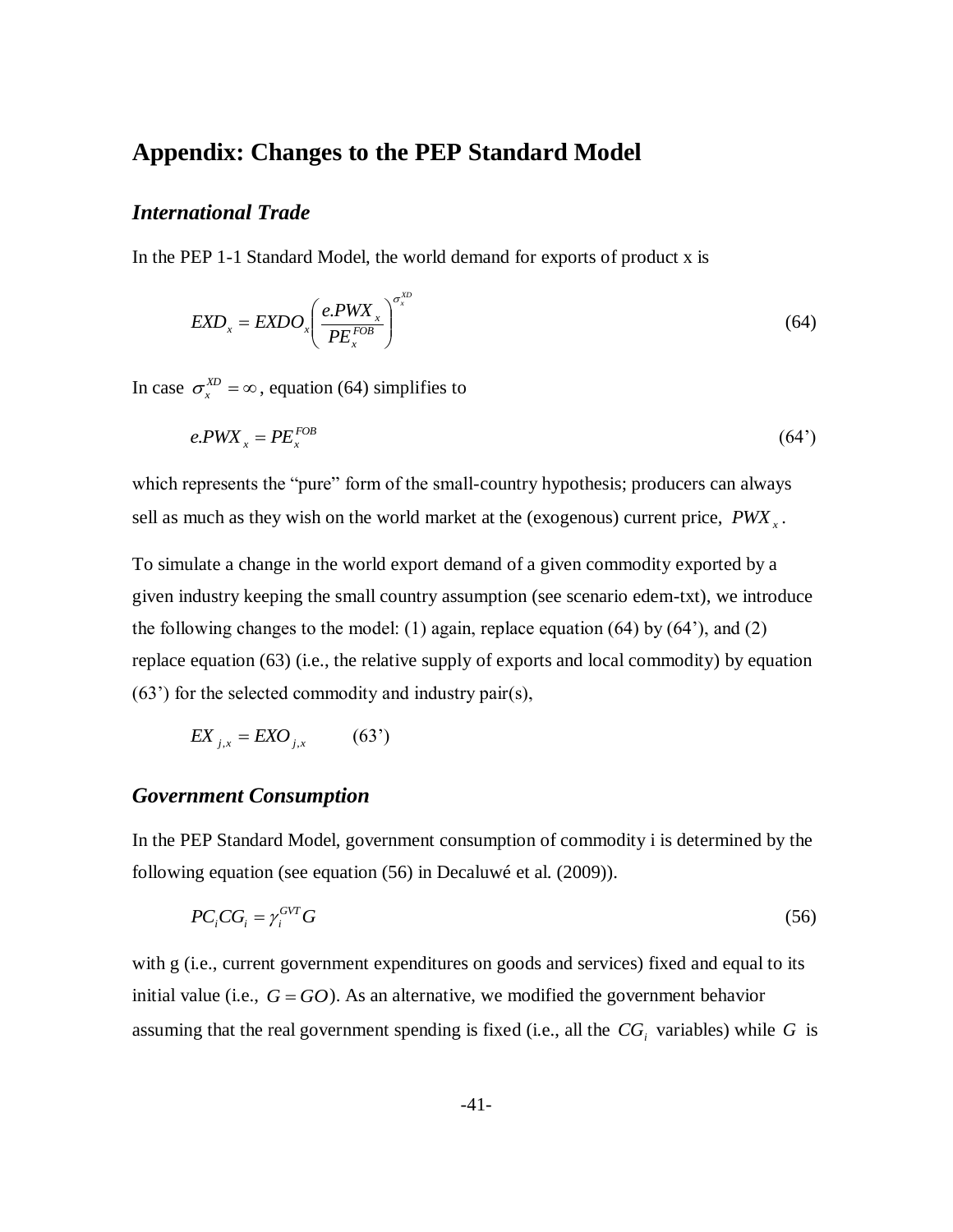# Appendix: Changes to the PEP Standard Model

## *International Trade*

In the PEP 1-1 Standard Model, the world demand for exports of product x is

$$EXD_x = EXDO_x \left( \frac{e.PWX_x}{PE_x^{FOB}} \right)^{\sigma_x^{XD}} \tag{64}$$

In case $\sigma_x^{XD} = \infty$, equation (64) simplifies to

$$e.PWX_x = PE_x^{FOB} \tag{64'}$$

which represents the "pure" form of the small-country hypothesis; producers can always sell as much as they wish on the world market at the (exogenous) current price, $PWX_x$.

To simulate a change in the world export demand of a given commodity exported by a given industry keeping the small country assumption (see scenario edem-txt), we introduce the following changes to the model: (1) again, replace equation (64) by (64'), and (2) replace equation (63) (i.e., the relative supply of exports and local commodity) by equation (63') for the selected commodity and industry pair(s),

$$EX_{j,x} = EXO_{j,x} \qquad (63')$$

## *Government Consumption*

In the PEP Standard Model, government consumption of commodity i is determined by the following equation (see equation (56) in Decaluwé et al. (2009)).

$$PC_i CG_i = \gamma_i^{GVT} G \tag{56}$$

with g (i.e., current government expenditures on goods and services) fixed and equal to its initial value (i.e., $G = GO$). As an alternative, we modified the government behavior assuming that the real government spending is fixed (i.e., all the $CG_i$ variables) while $G$ is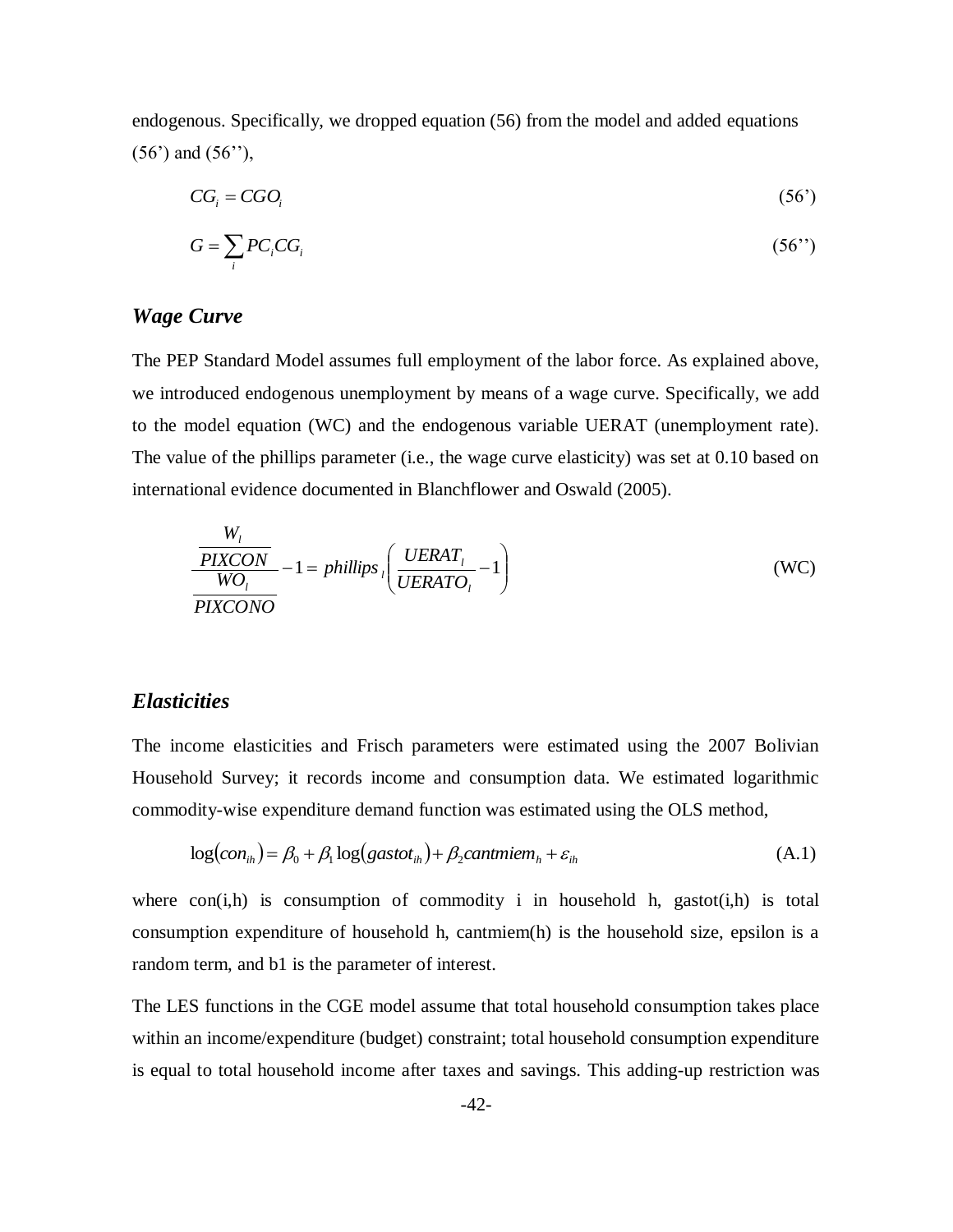endogenous. Specifically, we dropped equation (56) from the model and added equations (56') and (56''),

$$CG_i = CGO_i \tag{56'}$$

$$G = \sum_i PC_i CG_i \tag{56''}$$

### *Wage Curve*

The PEP Standard Model assumes full employment of the labor force. As explained above, we introduced endogenous unemployment by means of a wage curve. Specifically, we add to the model equation (WC) and the endogenous variable UERAT (unemployment rate). The value of the phillips parameter (i.e., the wage curve elasticity) was set at 0.10 based on international evidence documented in Blanchflower and Oswald (2005).

$$\frac{\dfrac{W_l}{PIXCON}}{\dfrac{WO_l}{PIXCONO}} - 1 = phillips_l \left( \frac{UERAT_l}{UERATO_l} - 1 \right) \tag{WC}$$

### *Elasticities*

The income elasticities and Frisch parameters were estimated using the 2007 Bolivian Household Survey; it records income and consumption data. We estimated logarithmic commodity-wise expenditure demand function was estimated using the OLS method,

$$\log(con_{ih}) = \beta_0 + \beta_1 \log(gastot_{ih}) + \beta_2 cantmiem_h + \varepsilon_{ih} \tag{A.1}$$

where con(i,h) is consumption of commodity i in household h, gastot(i,h) is total consumption expenditure of household h, cantmiem(h) is the household size, epsilon is a random term, and b1 is the parameter of interest.

The LES functions in the CGE model assume that total household consumption takes place within an income/expenditure (budget) constraint; total household consumption expenditure is equal to total household income after taxes and savings. This adding-up restriction was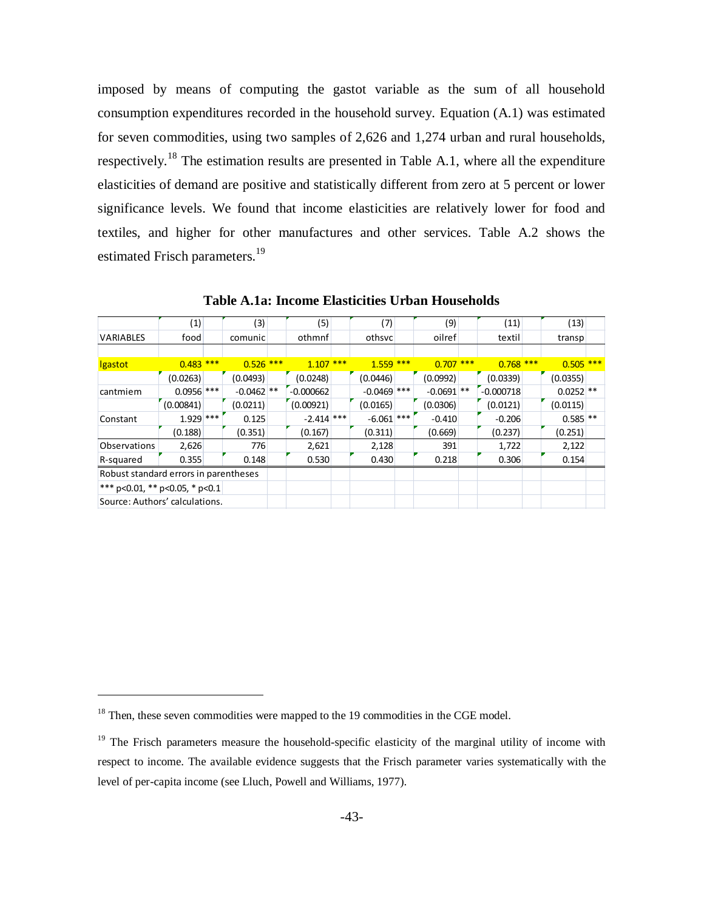imposed by means of computing the gastot variable as the sum of all household consumption expenditures recorded in the household survey. Equation (A.1) was estimated for seven commodities, using two samples of 2,626 and 1,274 urban and rural households, respectively.[18] The estimation results are presented in Table A.1, where all the expenditure elasticities of demand are positive and statistically different from zero at 5 percent or lower significance levels. We found that income elasticities are relatively lower for food and textiles, and higher for other manufactures and other services. Table A.2 shows the estimated Frisch parameters.[19]

**Table A.1a: Income Elasticities Urban Households**

| | (1) | (3) | (5) | (7) | (9) | (11) | (13) |
|---|---|---|---|---|---|---|---|
| VARIABLES | food | comunic | othmnf | othsvc | oilref | textil | transp |
| | | | | | | | |
| lgastot | 0.483*** | 0.526*** | 1.107*** | 1.559*** | 0.707*** | 0.768*** | 0.505*** |
| | (0.0263) | (0.0493) | (0.0248) | (0.0446) | (0.0992) | (0.0339) | (0.0355) |
| cantmiem | 0.0956*** | -0.0462** | -0.000662 | -0.0469*** | -0.0691** | -0.000718 | 0.0252** |
| | (0.00841) | (0.0211) | (0.00921) | (0.0165) | (0.0306) | (0.0121) | (0.0115) |
| Constant | 1.929*** | 0.125 | -2.414*** | -6.061*** | -0.410 | -0.206 | 0.585** |
| | (0.188) | (0.351) | (0.167) | (0.311) | (0.669) | (0.237) | (0.251) |
| Observations | 2,626 | 776 | 2,621 | 2,128 | 391 | 1,722 | 2,122 |
| R-squared | 0.355 | 0.148 | 0.530 | 0.430 | 0.218 | 0.306 | 0.154 |

Robust standard errors in parentheses
*** p<0.01, ** p<0.05, * p<0.1
Source: Authors' calculations.

---

[18] Then, these seven commodities were mapped to the 19 commodities in the CGE model.

[19] The Frisch parameters measure the household-specific elasticity of the marginal utility of income with respect to income. The available evidence suggests that the Frisch parameter varies systematically with the level of per-capita income (see Lluch, Powell and Williams, 1977).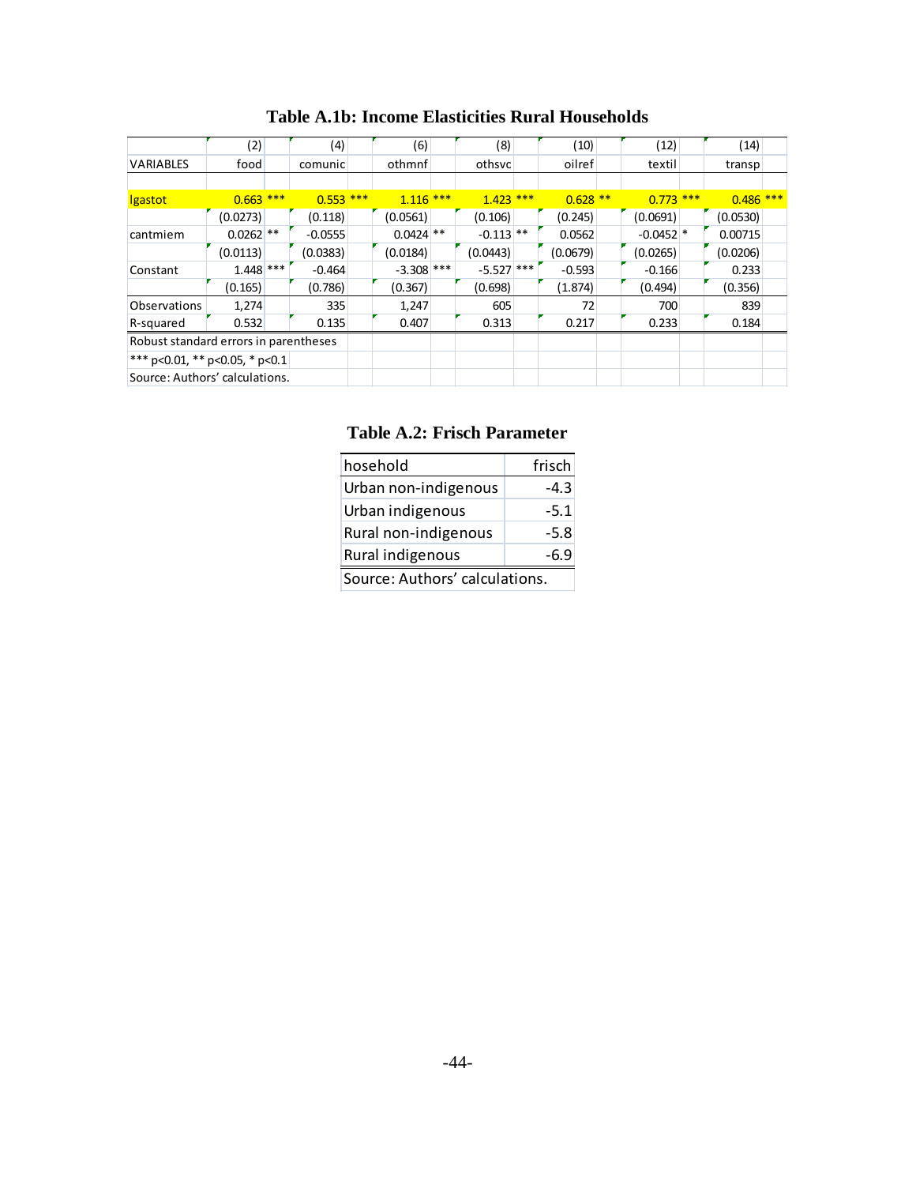**Table A.1b: Income Elasticities Rural Households**

| | (2) | (4) | (6) | (8) | (10) | (12) | (14) |
|---|---|---|---|---|---|---|---|
| VARIABLES | food | comunic | othmnf | othsvc | oilref | textil | transp |
| lgastot | 0.663 *** | 0.553 *** | 1.116 *** | 1.423 *** | 0.628 ** | 0.773 *** | 0.486 *** |
| | (0.0273) | (0.118) | (0.0561) | (0.106) | (0.245) | (0.0691) | (0.0530) |
| cantmiem | 0.0262 ** | -0.0555 | 0.0424 ** | -0.113 ** | 0.0562 | -0.0452 * | 0.00715 |
| | (0.0113) | (0.0383) | (0.0184) | (0.0443) | (0.0679) | (0.0265) | (0.0206) |
| Constant | 1.448 *** | -0.464 | -3.308 *** | -5.527 *** | -0.593 | -0.166 | 0.233 |
| | (0.165) | (0.786) | (0.367) | (0.698) | (1.874) | (0.494) | (0.356) |
| Observations | 1,274 | 335 | 1,247 | 605 | 72 | 700 | 839 |
| R-squared | 0.532 | 0.135 | 0.407 | 0.313 | 0.217 | 0.233 | 0.184 |

Robust standard errors in parentheses

*** p<0.01, ** p<0.05, * p<0.1

Source: Authors' calculations.

**Table A.2: Frisch Parameter**

| hosehold | frisch |
|---|---|
| Urban non-indigenous | -4.3 |
| Urban indigenous | -5.1 |
| Rural non-indigenous | -5.8 |
| Rural indigenous | -6.9 |

Source: Authors' calculations.